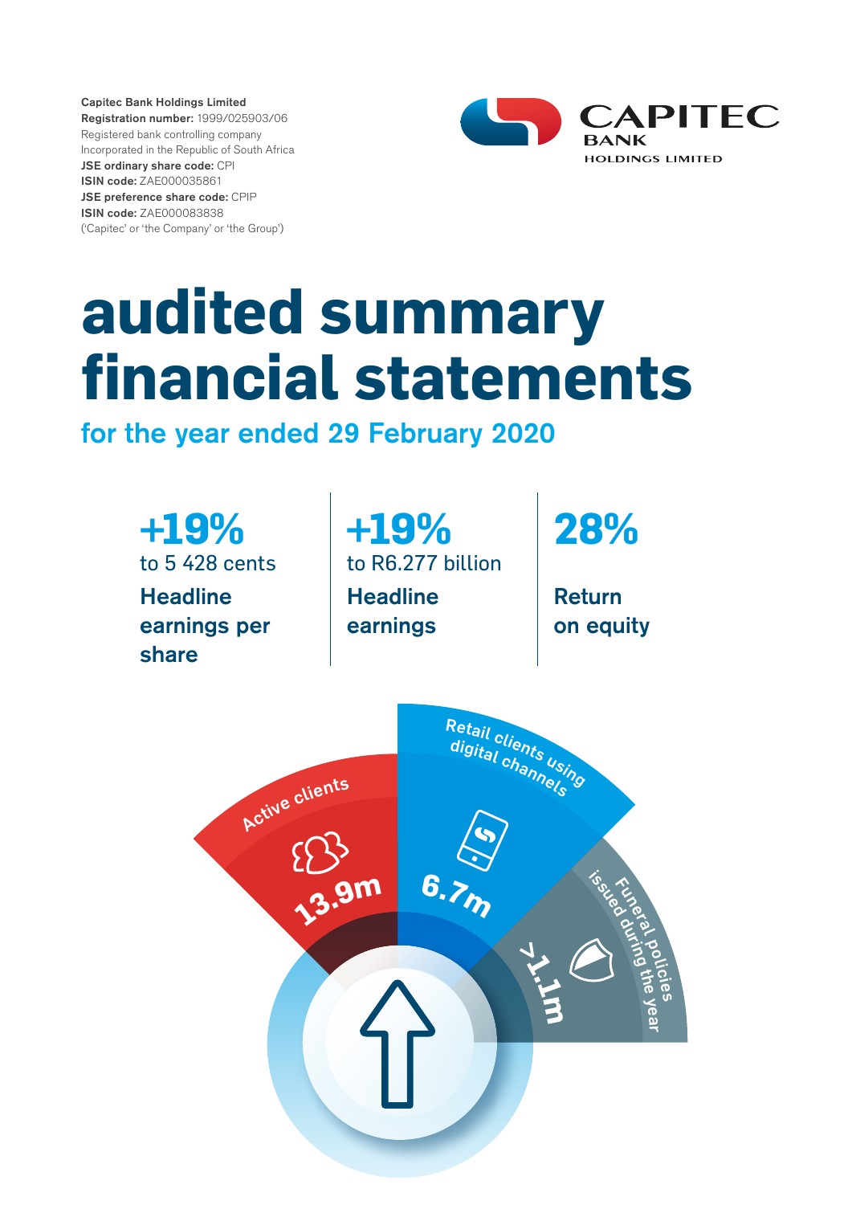**Capitec Bank Holdings Limited**
**Registration number:** 1999/025903/06
Registered bank controlling company
Incorporated in the Republic of South Africa
**JSE ordinary share code:** CPI
**ISIN code:** ZAE000035861
**JSE preference share code:** CPIP
**ISIN code:** ZAE000083838
('Capitec' or 'the Company' or 'the Group')

CAPITEC BANK HOLDINGS LIMITED

# audited summary financial statements

## for the year ended 29 February 2020

**+19%**
to 5 428 cents
**Headline earnings per share**

**+19%**
to R6.277 billion
**Headline earnings**

**28%**
**Return on equity**

Active clients
13.9m

Retail clients using digital channels
6.7m

Funeral policies issued during the year
>1.1m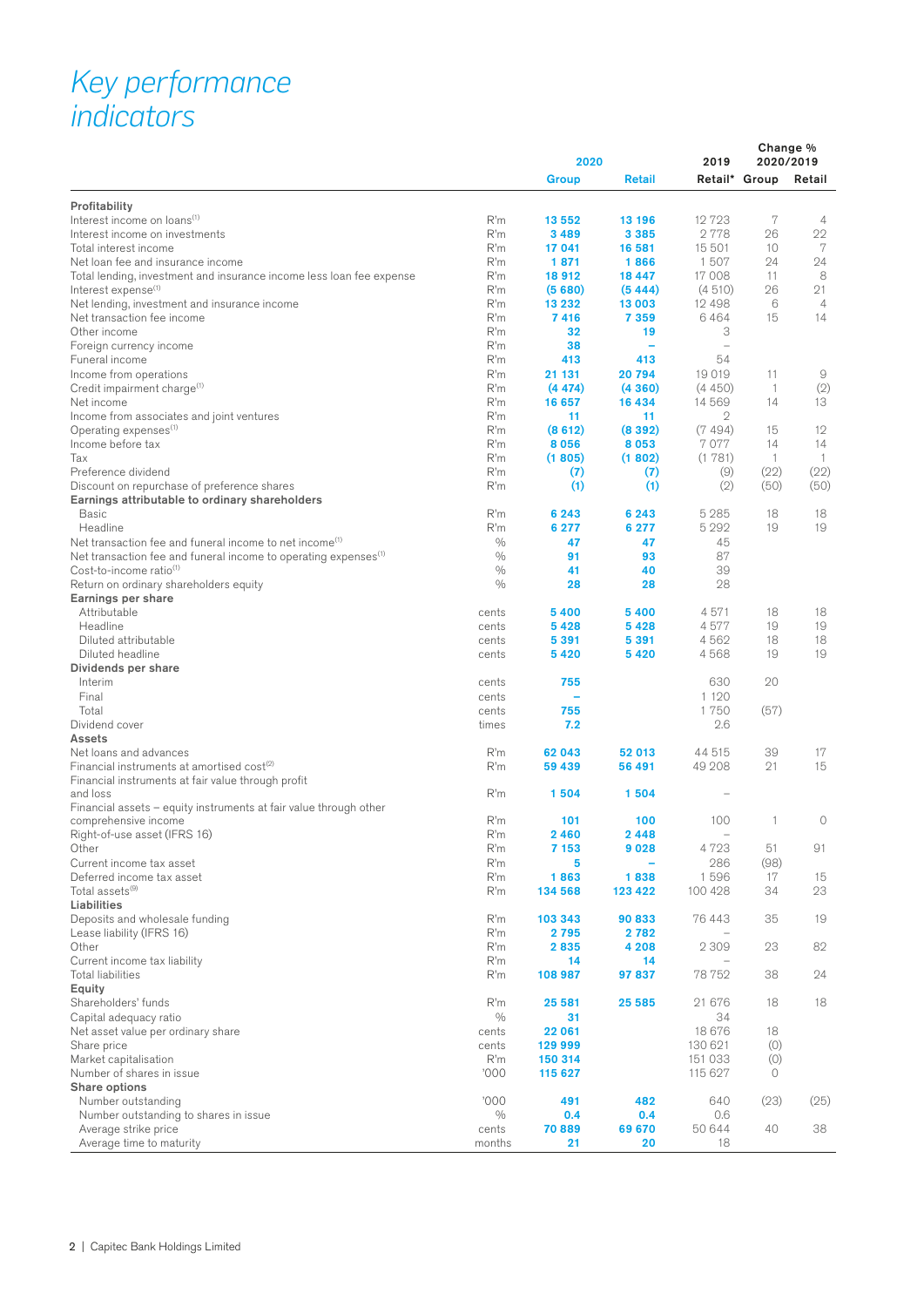# *Key performance indicators*

| | | 2020 | | 2019 | Change % 2020/2019 | |
|---|---|---|---|---|---|---|
| | | **Group** | **Retail** | **Retail*** | **Group** | **Retail** |
| **Profitability** | | | | | | |
| Interest income on loans[(1)] | R'm | **13 552** | **13 196** | 12 723 | 7 | 4 |
| Interest income on investments | R'm | **3 489** | **3 385** | 2 778 | 26 | 22 |
| Total interest income | R'm | **17 041** | **16 581** | 15 501 | 10 | 7 |
| Net loan fee and insurance income | R'm | **1 871** | **1 866** | 1 507 | 24 | 24 |
| Total lending, investment and insurance income less loan fee expense | R'm | **18 912** | **18 447** | 17 008 | 11 | 8 |
| Interest expense[(1)] | R'm | **(5 680)** | **(5 444)** | (4 510) | 26 | 21 |
| Net lending, investment and insurance income | R'm | **13 232** | **13 003** | 12 498 | 6 | 4 |
| Net transaction fee income | R'm | **7 416** | **7 359** | 6 464 | 15 | 14 |
| Other income | R'm | **32** | **19** | 3 | | |
| Foreign currency income | R'm | **38** | **–** | – | | |
| Funeral income | R'm | **413** | **413** | 54 | | |
| Income from operations | R'm | **21 131** | **20 794** | 19 019 | 11 | 9 |
| Credit impairment charge[(1)] | R'm | **(4 474)** | **(4 360)** | (4 450) | 1 | (2) |
| Net income | R'm | **16 657** | **16 434** | 14 569 | 14 | 13 |
| Income from associates and joint ventures | R'm | **11** | **11** | 2 | | |
| Operating expenses[(1)] | R'm | **(8 612)** | **(8 392)** | (7 494) | 15 | 12 |
| Income before tax | R'm | **8 056** | **8 053** | 7 077 | 14 | 14 |
| Tax | R'm | **(1 805)** | **(1 802)** | (1 781) | 1 | 1 |
| Preference dividend | R'm | **(7)** | **(7)** | (9) | (22) | (22) |
| Discount on repurchase of preference shares | R'm | **(1)** | **(1)** | (2) | (50) | (50) |
| **Earnings attributable to ordinary shareholders** | | | | | | |
| Basic | R'm | **6 243** | **6 243** | 5 285 | 18 | 18 |
| Headline | R'm | **6 277** | **6 277** | 5 292 | 19 | 19 |
| Net transaction fee and funeral income to net income[(1)] | % | **47** | **47** | 45 | | |
| Net transaction fee and funeral income to operating expenses[(1)] | % | **91** | **93** | 87 | | |
| Cost-to-income ratio[(1)] | % | **41** | **40** | 39 | | |
| Return on ordinary shareholders equity | % | **28** | **28** | 28 | | |
| **Earnings per share** | | | | | | |
| Attributable | cents | **5 400** | **5 400** | 4 571 | 18 | 18 |
| Headline | cents | **5 428** | **5 428** | 4 577 | 19 | 19 |
| Diluted attributable | cents | **5 391** | **5 391** | 4 562 | 18 | 18 |
| Diluted headline | cents | **5 420** | **5 420** | 4 568 | 19 | 19 |
| **Dividends per share** | | | | | | |
| Interim | cents | **755** | | 630 | 20 | |
| Final | cents | **–** | | 1 120 | | |
| Total | cents | **755** | | 1 750 | (57) | |
| Dividend cover | times | **7.2** | | 2.6 | | |
| **Assets** | | | | | | |
| Net loans and advances | R'm | **62 043** | **52 013** | 44 515 | 39 | 17 |
| Financial instruments at amortised cost[(2)] | R'm | **59 439** | **56 491** | 49 208 | 21 | 15 |
| Financial instruments at fair value through profit and loss | R'm | **1 504** | **1 504** | – | | |
| Financial assets – equity instruments at fair value through other comprehensive income | R'm | **101** | **100** | 100 | 1 | 0 |
| Right-of-use asset (IFRS 16) | R'm | **2 460** | **2 448** | – | | |
| Other | R'm | **7 153** | **9 028** | 4 723 | 51 | 91 |
| Current income tax asset | R'm | **5** | **–** | 286 | (98) | |
| Deferred income tax asset | R'm | **1 863** | **1 838** | 1 596 | 17 | 15 |
| Total assets[(3)] | R'm | **134 568** | **123 422** | 100 428 | 34 | 23 |
| **Liabilities** | | | | | | |
| Deposits and wholesale funding | R'm | **103 343** | **90 833** | 76 443 | 35 | 19 |
| Lease liability (IFRS 16) | R'm | **2 795** | **2 782** | – | | |
| Other | R'm | **2 835** | **4 208** | 2 309 | 23 | 82 |
| Current income tax liability | R'm | **14** | **14** | – | | |
| Total liabilities | R'm | **108 987** | **97 837** | 78 752 | 38 | 24 |
| **Equity** | | | | | | |
| Shareholders' funds | R'm | **25 581** | **25 585** | 21 676 | 18 | 18 |
| Capital adequacy ratio | % | **31** | | 34 | | |
| Net asset value per ordinary share | cents | **22 061** | | 18 676 | 18 | |
| Share price | cents | **129 999** | | 130 621 | (0) | |
| Market capitalisation | R'm | **150 314** | | 151 033 | (0) | |
| Number of shares in issue | '000 | **115 627** | | 115 627 | 0 | |
| **Share options** | | | | | | |
| Number outstanding | '000 | **491** | **482** | 640 | (23) | (25) |
| Number outstanding to shares in issue | % | **0.4** | **0.4** | 0.6 | | |
| Average strike price | cents | **70 889** | **69 670** | 50 644 | 40 | 38 |
| Average time to maturity | months | **21** | **20** | 18 | | |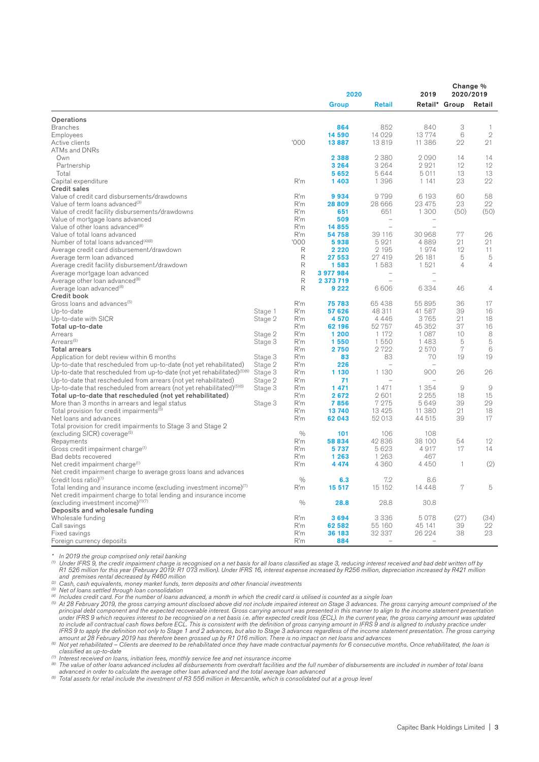| | | | 2020 | | 2019 | Change % 2020/2019 | |
|---|---|---|---|---|---|---|---|
| | | | **Group** | **Retail** | **Retail*** | **Group** | **Retail** |
| **Operations** | | | | | | | |
| Branches | | | **864** | 852 | 840 | 3 | 1 |
| Employees | | | **14 590** | 14 029 | 13 774 | 6 | 2 |
| Active clients | | '000 | **13 887** | 13 819 | 11 386 | 22 | 21 |
| ATMs and DNRs | | | | | | | |
| Own | | | **2 388** | 2 380 | 2 090 | 14 | 14 |
| Partnership | | | **3 264** | 3 264 | 2 921 | 12 | 12 |
| Total | | | **5 652** | 5 644 | 5 011 | 13 | 13 |
| Capital expenditure | | R'm | **1 403** | 1 396 | 1 141 | 23 | 22 |
| **Credit sales** | | | | | | | |
| Value of credit card disbursements/drawdowns | | R'm | **9 934** | 9 799 | 6 193 | 60 | 58 |
| Value of term loans advanced[3] | | R'm | **28 809** | 28 666 | 23 475 | 23 | 22 |
| Value of credit facility disbursements/drawdowns | | R'm | **651** | 651 | 1 300 | (50) | (50) |
| Value of mortgage loans advanced | | R'm | **509** | – | – | | |
| Value of other loans advanced[8] | | R'm | **14 855** | – | – | | |
| Value of total loans advanced | | R'm | **54 758** | 39 116 | 30 968 | 77 | 26 |
| Number of total loans advanced[4][8] | | '000 | **5 938** | 5 921 | 4 889 | 21 | 21 |
| Average credit card disbursement/drawdown | | R | **2 220** | 2 195 | 1 974 | 12 | 11 |
| Average term loan advanced | | R | **27 553** | 27 419 | 26 181 | 5 | 5 |
| Average credit facility disbursement/drawdown | | R | **1 583** | 1 583 | 1 521 | 4 | 4 |
| Average mortgage loan advanced | | R | **3 977 984** | – | – | | |
| Average other loan advanced[8] | | R | **2 373 719** | – | – | | |
| Average loan advanced[8] | | R | **9 222** | 6 606 | 6 334 | 46 | 4 |
| **Credit book** | | | | | | | |
| Gross loans and advances[5] | | R'm | **75 783** | 65 438 | 55 895 | 36 | 17 |
| Up-to-date | Stage 1 | R'm | **57 626** | 48 311 | 41 587 | 39 | 16 |
| Up-to-date with SICR | Stage 2 | R'm | **4 570** | 4 446 | 3 765 | 21 | 18 |
| **Total up-to-date** | | R'm | **62 196** | 52 757 | 45 352 | 37 | 16 |
| Arrears | Stage 2 | R'm | **1 200** | 1 172 | 1 087 | 10 | 8 |
| Arrears[5] | Stage 3 | R'm | **1 550** | 1 550 | 1 483 | 5 | 5 |
| **Total arrears** | | R'm | **2 750** | 2 722 | 2 570 | 7 | 6 |
| Application for debt review within 6 months | Stage 3 | R'm | **83** | 83 | 70 | 19 | 19 |
| Up-to-date that rescheduled from up-to-date (not yet rehabilitated) | Stage 2 | R'm | **226** | – | – | | |
| Up-to-date that rescheduled from up-to-date (not yet rehabilitated)[5][6] | Stage 3 | R'm | **1 130** | 1 130 | 900 | 26 | 26 |
| Up-to-date that rescheduled from arrears (not yet rehabilitated) | Stage 2 | R'm | **71** | – | – | | |
| Up-to-date that rescheduled from arrears (not yet rehabilitated)[5][6] | Stage 3 | R'm | **1 471** | 1 471 | 1 354 | 9 | 9 |
| **Total up-to-date that rescheduled (not yet rehabilitated)** | | R'm | **2 672** | 2 601 | 2 255 | 18 | 15 |
| More than 3 months in arrears and legal status | Stage 3 | R'm | **7 856** | 7 275 | 5 649 | 39 | 29 |
| Total provision for credit impairments[5] | | R'm | **13 740** | 13 425 | 11 380 | 21 | 18 |
| Net loans and advances | | R'm | **62 043** | 52 013 | 44 515 | 39 | 17 |
| Total provision for credit impairments to Stage 3 and Stage 2 (excluding SICR) coverage[5] | | % | **101** | 106 | 108 | | |
| Repayments | | R'm | **58 834** | 42 836 | 38 100 | 54 | 12 |
| Gross credit impairment charge[1] | | R'm | **5 737** | 5 623 | 4 917 | 17 | 14 |
| Bad debts recovered | | R'm | **1 263** | 1 263 | 467 | | |
| Net credit impairment charge[1] | | R'm | **4 474** | 4 360 | 4 450 | 1 | (2) |
| Net credit impairment charge to average gross loans and advances (credit loss ratio)[1] | | % | **6.3** | 7.2 | 8.6 | | |
| Total lending and insurance income (excluding investment income)[7] | | R'm | **15 517** | 15 152 | 14 448 | 7 | 5 |
| Net credit impairment charge to total lending and insurance income (excluding investment income)[1][7] | | % | **28.8** | 28.8 | 30.8 | | |
| **Deposits and wholesale funding** | | | | | | | |
| Wholesale funding | | R'm | **3 694** | 3 336 | 5 078 | (27) | (34) |
| Call savings | | R'm | **62 582** | 55 160 | 45 141 | 39 | 22 |
| Fixed savings | | R'm | **36 183** | 32 337 | 26 224 | 38 | 23 |
| Foreign currency deposits | | R'm | **884** | – | – | | |

*\* In 2019 the group comprised only retail banking*

*[1] Under IFRS 9, the credit impairment charge is recognised on a net basis for all loans classified as stage 3, reducing interest received and bad debt written off by R1 526 million for this year (February 2019: R1 073 million). Under IFRS 16, interest expense increased by R256 million, depreciation increased by R421 million and premises rental decreased by R460 million*

*[2] Cash, cash equivalents, money market funds, term deposits and other financial investments*

*[3] Net of loans settled through loan consolidation*

*[4] Includes credit card. For the number of loans advanced, a month in which the credit card is utilised is counted as a single loan*

*[5] At 28 February 2019, the gross carrying amount disclosed above did not include impaired interest on Stage 3 advances. The gross carrying amount comprised of the principal debt component and the expected recoverable interest. Gross carrying amount was presented in this manner to align to the income statement presentation under IFRS 9 which requires interest to be recognised on a net basis i.e. after expected credit loss (ECL). In the current year, the gross carrying amount was updated to include all contractual cash flows before ECL. This is consistent with the definition of gross carrying amount in IFRS 9 and is aligned to industry practice under IFRS 9 to apply the definition not only to Stage 1 and 2 advances, but also to Stage 3 advances regardless of the income statement presentation. The gross carrying amount at 28 February 2019 has therefore been grossed up by R1 016 million. There is no impact on net loans and advances*

*[6] Not yet rehabilitated – Clients are deemed to be rehabilitated once they have made contractual payments for 6 consecutive months. Once rehabilitated, the loan is classified as up-to-date*

*[7] Interest received on loans, initiation fees, monthly service fee and net insurance income*

*[8] The value of other loans advanced includes all disbursements from overdraft facilities and the full number of disbursements are included in number of total loans advanced in order to calculate the average other loan advanced and the total average loan advanced*

*[9] Total assets for retail include the investment of R3 556 million in Mercantile, which is consolidated out at a group level*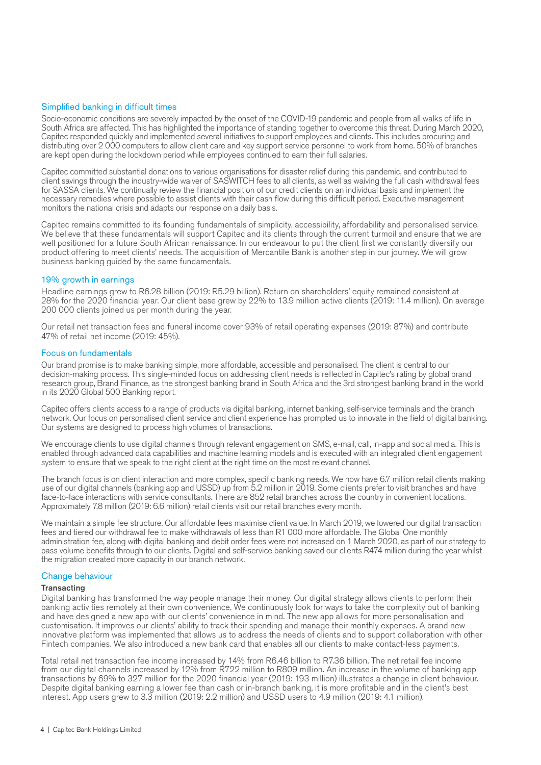## Simplified banking in difficult times

Socio-economic conditions are severely impacted by the onset of the COVID-19 pandemic and people from all walks of life in South Africa are affected. This has highlighted the importance of standing together to overcome this threat. During March 2020, Capitec responded quickly and implemented several initiatives to support employees and clients. This includes procuring and distributing over 2 000 computers to allow client care and key support service personnel to work from home. 50% of branches are kept open during the lockdown period while employees continued to earn their full salaries.

Capitec committed substantial donations to various organisations for disaster relief during this pandemic, and contributed to client savings through the industry-wide waiver of SASWITCH fees to all clients, as well as waiving the full cash withdrawal fees for SASSA clients. We continually review the financial position of our credit clients on an individual basis and implement the necessary remedies where possible to assist clients with their cash flow during this difficult period. Executive management monitors the national crisis and adapts our response on a daily basis.

Capitec remains committed to its founding fundamentals of simplicity, accessibility, affordability and personalised service. We believe that these fundamentals will support Capitec and its clients through the current turmoil and ensure that we are well positioned for a future South African renaissance. In our endeavour to put the client first we constantly diversify our product offering to meet clients' needs. The acquisition of Mercantile Bank is another step in our journey. We will grow business banking guided by the same fundamentals.

## 19% growth in earnings

Headline earnings grew to R6.28 billion (2019: R5.29 billion). Return on shareholders' equity remained consistent at 28% for the 2020 financial year. Our client base grew by 22% to 13.9 million active clients (2019: 11.4 million). On average 200 000 clients joined us per month during the year.

Our retail net transaction fees and funeral income cover 93% of retail operating expenses (2019: 87%) and contribute 47% of retail net income (2019: 45%).

## Focus on fundamentals

Our brand promise is to make banking simple, more affordable, accessible and personalised. The client is central to our decision-making process. This single-minded focus on addressing client needs is reflected in Capitec's rating by global brand research group, Brand Finance, as the strongest banking brand in South Africa and the 3rd strongest banking brand in the world in its 2020 Global 500 Banking report.

Capitec offers clients access to a range of products via digital banking, internet banking, self-service terminals and the branch network. Our focus on personalised client service and client experience has prompted us to innovate in the field of digital banking. Our systems are designed to process high volumes of transactions.

We encourage clients to use digital channels through relevant engagement on SMS, e-mail, call, in-app and social media. This is enabled through advanced data capabilities and machine learning models and is executed with an integrated client engagement system to ensure that we speak to the right client at the right time on the most relevant channel.

The branch focus is on client interaction and more complex, specific banking needs. We now have 6.7 million retail clients making use of our digital channels (banking app and USSD) up from 5.2 million in 2019. Some clients prefer to visit branches and have face-to-face interactions with service consultants. There are 852 retail branches across the country in convenient locations. Approximately 7.8 million (2019: 6.6 million) retail clients visit our retail branches every month.

We maintain a simple fee structure. Our affordable fees maximise client value. In March 2019, we lowered our digital transaction fees and tiered our withdrawal fee to make withdrawals of less than R1 000 more affordable. The Global One monthly administration fee, along with digital banking and debit order fees were not increased on 1 March 2020, as part of our strategy to pass volume benefits through to our clients. Digital and self-service banking saved our clients R474 million during the year whilst the migration created more capacity in our branch network.

## Change behaviour

### Transacting

Digital banking has transformed the way people manage their money. Our digital strategy allows clients to perform their banking activities remotely at their own convenience. We continuously look for ways to take the complexity out of banking and have designed a new app with our clients' convenience in mind. The new app allows for more personalisation and customisation. It improves our clients' ability to track their spending and manage their monthly expenses. A brand new innovative platform was implemented that allows us to address the needs of clients and to support collaboration with other Fintech companies. We also introduced a new bank card that enables all our clients to make contact-less payments.

Total retail net transaction fee income increased by 14% from R6.46 billion to R7.36 billion. The net retail fee income from our digital channels increased by 12% from R722 million to R809 million. An increase in the volume of banking app transactions by 69% to 327 million for the 2020 financial year (2019: 193 million) illustrates a change in client behaviour. Despite digital banking earning a lower fee than cash or in-branch banking, it is more profitable and in the client's best interest. App users grew to 3.3 million (2019: 2.2 million) and USSD users to 4.9 million (2019: 4.1 million).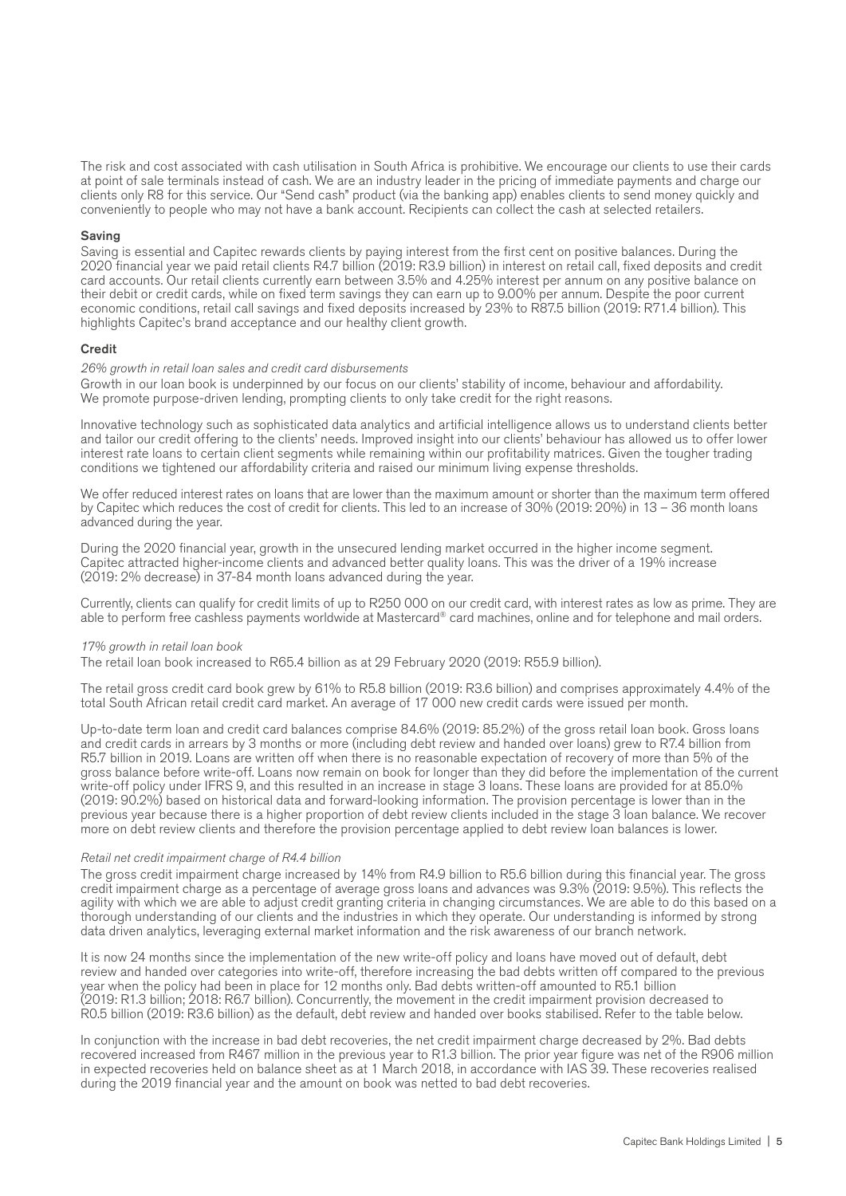The risk and cost associated with cash utilisation in South Africa is prohibitive. We encourage our clients to use their cards at point of sale terminals instead of cash. We are an industry leader in the pricing of immediate payments and charge our clients only R8 for this service. Our "Send cash" product (via the banking app) enables clients to send money quickly and conveniently to people who may not have a bank account. Recipients can collect the cash at selected retailers.

### Saving

Saving is essential and Capitec rewards clients by paying interest from the first cent on positive balances. During the 2020 financial year we paid retail clients R4.7 billion (2019: R3.9 billion) in interest on retail call, fixed deposits and credit card accounts. Our retail clients currently earn between 3.5% and 4.25% interest per annum on any positive balance on their debit or credit cards, while on fixed term savings they can earn up to 9.00% per annum. Despite the poor current economic conditions, retail call savings and fixed deposits increased by 23% to R87.5 billion (2019: R71.4 billion). This highlights Capitec's brand acceptance and our healthy client growth.

### Credit

*26% growth in retail loan sales and credit card disbursements*

Growth in our loan book is underpinned by our focus on our clients' stability of income, behaviour and affordability. We promote purpose-driven lending, prompting clients to only take credit for the right reasons.

Innovative technology such as sophisticated data analytics and artificial intelligence allows us to understand clients better and tailor our credit offering to the clients' needs. Improved insight into our clients' behaviour has allowed us to offer lower interest rate loans to certain client segments while remaining within our profitability matrices. Given the tougher trading conditions we tightened our affordability criteria and raised our minimum living expense thresholds.

We offer reduced interest rates on loans that are lower than the maximum amount or shorter than the maximum term offered by Capitec which reduces the cost of credit for clients. This led to an increase of 30% (2019: 20%) in 13 – 36 month loans advanced during the year.

During the 2020 financial year, growth in the unsecured lending market occurred in the higher income segment. Capitec attracted higher-income clients and advanced better quality loans. This was the driver of a 19% increase (2019: 2% decrease) in 37-84 month loans advanced during the year.

Currently, clients can qualify for credit limits of up to R250 000 on our credit card, with interest rates as low as prime. They are able to perform free cashless payments worldwide at Mastercard® card machines, online and for telephone and mail orders.

*17% growth in retail loan book*

The retail loan book increased to R65.4 billion as at 29 February 2020 (2019: R55.9 billion).

The retail gross credit card book grew by 61% to R5.8 billion (2019: R3.6 billion) and comprises approximately 4.4% of the total South African retail credit card market. An average of 17 000 new credit cards were issued per month.

Up-to-date term loan and credit card balances comprise 84.6% (2019: 85.2%) of the gross retail loan book. Gross loans and credit cards in arrears by 3 months or more (including debt review and handed over loans) grew to R7.4 billion from R5.7 billion in 2019. Loans are written off when there is no reasonable expectation of recovery of more than 5% of the gross balance before write-off. Loans now remain on book for longer than they did before the implementation of the current write-off policy under IFRS 9, and this resulted in an increase in stage 3 loans. These loans are provided for at 85.0% (2019: 90.2%) based on historical data and forward-looking information. The provision percentage is lower than in the previous year because there is a higher proportion of debt review clients included in the stage 3 loan balance. We recover more on debt review clients and therefore the provision percentage applied to debt review loan balances is lower.

*Retail net credit impairment charge of R4.4 billion*

The gross credit impairment charge increased by 14% from R4.9 billion to R5.6 billion during this financial year. The gross credit impairment charge as a percentage of average gross loans and advances was 9.3% (2019: 9.5%). This reflects the agility with which we are able to adjust credit granting criteria in changing circumstances. We are able to do this based on a thorough understanding of our clients and the industries in which they operate. Our understanding is informed by strong data driven analytics, leveraging external market information and the risk awareness of our branch network.

It is now 24 months since the implementation of the new write-off policy and loans have moved out of default, debt review and handed over categories into write-off, therefore increasing the bad debts written off compared to the previous year when the policy had been in place for 12 months only. Bad debts written-off amounted to R5.1 billion (2019: R1.3 billion; 2018: R6.7 billion). Concurrently, the movement in the credit impairment provision decreased to R0.5 billion (2019: R3.6 billion) as the default, debt review and handed over books stabilised. Refer to the table below.

In conjunction with the increase in bad debt recoveries, the net credit impairment charge decreased by 2%. Bad debts recovered increased from R467 million in the previous year to R1.3 billion. The prior year figure was net of the R906 million in expected recoveries held on balance sheet as at 1 March 2018, in accordance with IAS 39. These recoveries realised during the 2019 financial year and the amount on book was netted to bad debt recoveries.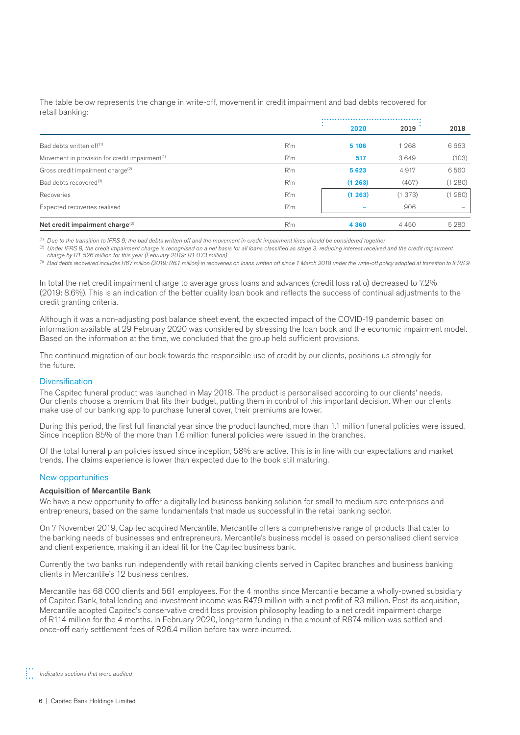The table below represents the change in write-off, movement in credit impairment and bad debts recovered for retail banking:

| | | 2020 | 2019 | 2018 |
|---|---|---|---|---|
| Bad debts written off[1] | R'm | **5 106** | 1 268 | 6 663 |
| Movement in provision for credit impairment[1] | R'm | **517** | 3 649 | (103) |
| Gross credit impairment charge[2] | R'm | **5 623** | 4 917 | 6 560 |
| Bad debts recovered[3] | R'm | **(1 263)** | (467) | (1 280) |
| Recoveries | R'm | **(1 263)** | (1 373) | (1 280) |
| Expected recoveries realised | R'm | **–** | 906 | – |
| **Net credit impairment charge**[2] | R'm | **4 360** | 4 450 | 5 280 |

[1] *Due to the transition to IFRS 9, the bad debts written off and the movement in credit impairment lines should be considered together*

[2] *Under IFRS 9, the credit impairment charge is recognised on a net basis for all loans classified as stage 3, reducing interest received and the credit impairment charge by R1 526 million for this year (February 2019: R1 073 million)*

[3] *Bad debts recovered includes R67 million (2019: R6.1 million) in recoveries on loans written off since 1 March 2018 under the write-off policy adopted at transition to IFRS 9*

In total the net credit impairment charge to average gross loans and advances (credit loss ratio) decreased to 7.2% (2019: 8.6%). This is an indication of the better quality loan book and reflects the success of continual adjustments to the credit granting criteria.

Although it was a non-adjusting post balance sheet event, the expected impact of the COVID-19 pandemic based on information available at 29 February 2020 was considered by stressing the loan book and the economic impairment model. Based on the information at the time, we concluded that the group held sufficient provisions.

The continued migration of our book towards the responsible use of credit by our clients, positions us strongly for the future.

## Diversification

The Capitec funeral product was launched in May 2018. The product is personalised according to our clients' needs. Our clients choose a premium that fits their budget, putting them in control of this important decision. When our clients make use of our banking app to purchase funeral cover, their premiums are lower.

During this period, the first full financial year since the product launched, more than 1.1 million funeral policies were issued. Since inception 85% of the more than 1.6 million funeral policies were issued in the branches.

Of the total funeral plan policies issued since inception, 58% are active. This is in line with our expectations and market trends. The claims experience is lower than expected due to the book still maturing.

## New opportunities

### Acquisition of Mercantile Bank

We have a new opportunity to offer a digitally led business banking solution for small to medium size enterprises and entrepreneurs, based on the same fundamentals that made us successful in the retail banking sector.

On 7 November 2019, Capitec acquired Mercantile. Mercantile offers a comprehensive range of products that cater to the banking needs of businesses and entrepreneurs. Mercantile's business model is based on personalised client service and client experience, making it an ideal fit for the Capitec business bank.

Currently the two banks run independently with retail banking clients served in Capitec branches and business banking clients in Mercantile's 12 business centres.

Mercantile has 68 000 clients and 561 employees. For the 4 months since Mercantile became a wholly-owned subsidiary of Capitec Bank, total lending and investment income was R479 million with a net profit of R3 million. Post its acquisition, Mercantile adopted Capitec's conservative credit loss provision philosophy leading to a net credit impairment charge of R114 million for the 4 months. In February 2020, long-term funding in the amount of R874 million was settled and once-off early settlement fees of R26.4 million before tax were incurred.

*Indicates sections that were audited*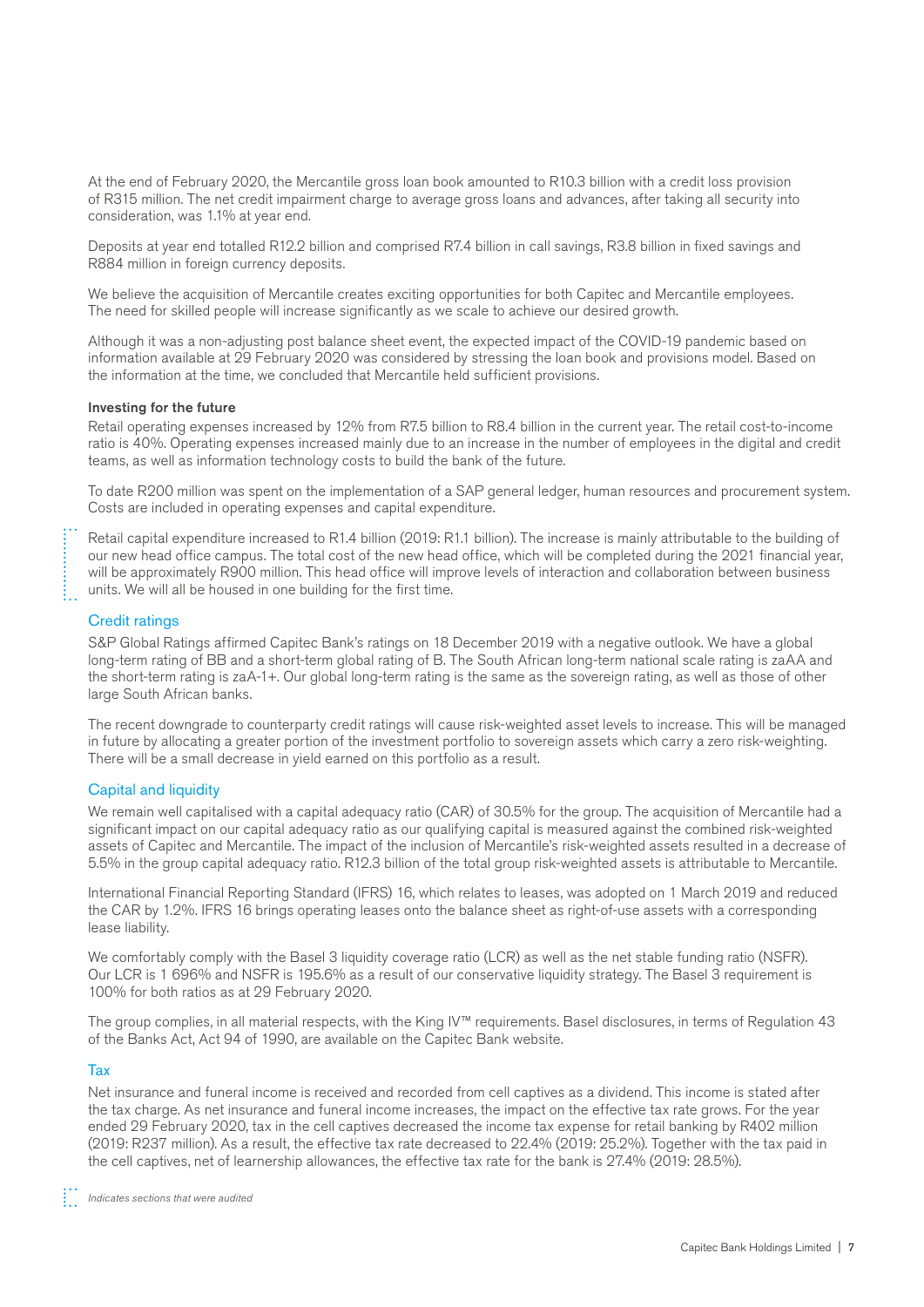At the end of February 2020, the Mercantile gross loan book amounted to R10.3 billion with a credit loss provision of R315 million. The net credit impairment charge to average gross loans and advances, after taking all security into consideration, was 1.1% at year end.

Deposits at year end totalled R12.2 billion and comprised R7.4 billion in call savings, R3.8 billion in fixed savings and R884 million in foreign currency deposits.

We believe the acquisition of Mercantile creates exciting opportunities for both Capitec and Mercantile employees. The need for skilled people will increase significantly as we scale to achieve our desired growth.

Although it was a non-adjusting post balance sheet event, the expected impact of the COVID-19 pandemic based on information available at 29 February 2020 was considered by stressing the loan book and provisions model. Based on the information at the time, we concluded that Mercantile held sufficient provisions.

**Investing for the future**

Retail operating expenses increased by 12% from R7.5 billion to R8.4 billion in the current year. The retail cost-to-income ratio is 40%. Operating expenses increased mainly due to an increase in the number of employees in the digital and credit teams, as well as information technology costs to build the bank of the future.

To date R200 million was spent on the implementation of a SAP general ledger, human resources and procurement system. Costs are included in operating expenses and capital expenditure.

Retail capital expenditure increased to R1.4 billion (2019: R1.1 billion). The increase is mainly attributable to the building of our new head office campus. The total cost of the new head office, which will be completed during the 2021 financial year, will be approximately R900 million. This head office will improve levels of interaction and collaboration between business units. We will all be housed in one building for the first time.

## Credit ratings

S&P Global Ratings affirmed Capitec Bank's ratings on 18 December 2019 with a negative outlook. We have a global long-term rating of BB and a short-term global rating of B. The South African long-term national scale rating is zaAA and the short-term rating is zaA-1+. Our global long-term rating is the same as the sovereign rating, as well as those of other large South African banks.

The recent downgrade to counterparty credit ratings will cause risk-weighted asset levels to increase. This will be managed in future by allocating a greater portion of the investment portfolio to sovereign assets which carry a zero risk-weighting. There will be a small decrease in yield earned on this portfolio as a result.

## Capital and liquidity

We remain well capitalised with a capital adequacy ratio (CAR) of 30.5% for the group. The acquisition of Mercantile had a significant impact on our capital adequacy ratio as our qualifying capital is measured against the combined risk-weighted assets of Capitec and Mercantile. The impact of the inclusion of Mercantile's risk-weighted assets resulted in a decrease of 5.5% in the group capital adequacy ratio. R12.3 billion of the total group risk-weighted assets is attributable to Mercantile.

International Financial Reporting Standard (IFRS) 16, which relates to leases, was adopted on 1 March 2019 and reduced the CAR by 1.2%. IFRS 16 brings operating leases onto the balance sheet as right-of-use assets with a corresponding lease liability.

We comfortably comply with the Basel 3 liquidity coverage ratio (LCR) as well as the net stable funding ratio (NSFR). Our LCR is 1 696% and NSFR is 195.6% as a result of our conservative liquidity strategy. The Basel 3 requirement is 100% for both ratios as at 29 February 2020.

The group complies, in all material respects, with the King IV™ requirements. Basel disclosures, in terms of Regulation 43 of the Banks Act, Act 94 of 1990, are available on the Capitec Bank website.

## Tax

Net insurance and funeral income is received and recorded from cell captives as a dividend. This income is stated after the tax charge. As net insurance and funeral income increases, the impact on the effective tax rate grows. For the year ended 29 February 2020, tax in the cell captives decreased the income tax expense for retail banking by R402 million (2019: R237 million). As a result, the effective tax rate decreased to 22.4% (2019: 25.2%). Together with the tax paid in the cell captives, net of learnership allowances, the effective tax rate for the bank is 27.4% (2019: 28.5%).

*Indicates sections that were audited*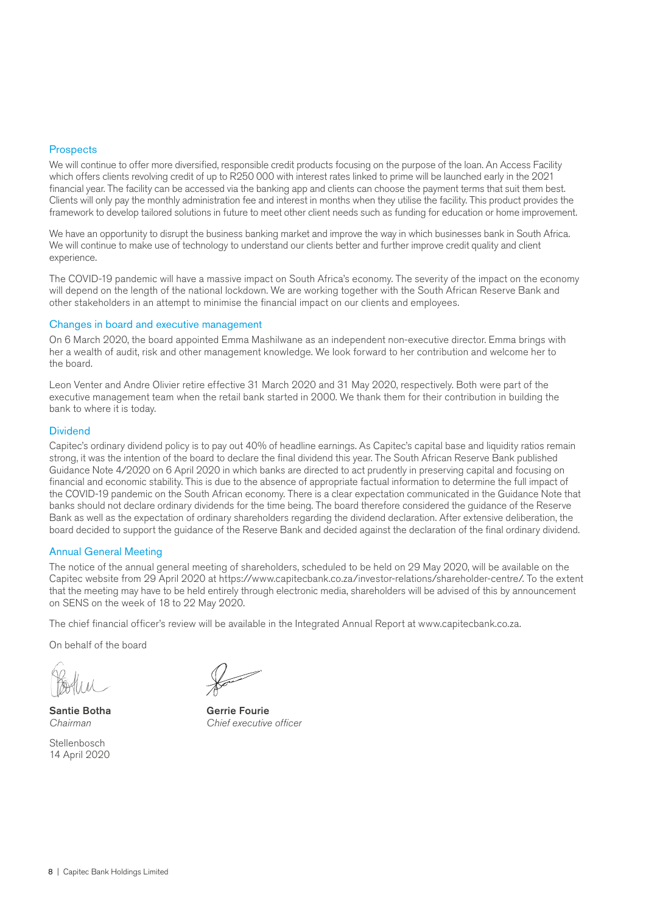## Prospects

We will continue to offer more diversified, responsible credit products focusing on the purpose of the loan. An Access Facility which offers clients revolving credit of up to R250 000 with interest rates linked to prime will be launched early in the 2021 financial year. The facility can be accessed via the banking app and clients can choose the payment terms that suit them best. Clients will only pay the monthly administration fee and interest in months when they utilise the facility. This product provides the framework to develop tailored solutions in future to meet other client needs such as funding for education or home improvement.

We have an opportunity to disrupt the business banking market and improve the way in which businesses bank in South Africa. We will continue to make use of technology to understand our clients better and further improve credit quality and client experience.

The COVID-19 pandemic will have a massive impact on South Africa's economy. The severity of the impact on the economy will depend on the length of the national lockdown. We are working together with the South African Reserve Bank and other stakeholders in an attempt to minimise the financial impact on our clients and employees.

## Changes in board and executive management

On 6 March 2020, the board appointed Emma Mashilwane as an independent non-executive director. Emma brings with her a wealth of audit, risk and other management knowledge. We look forward to her contribution and welcome her to the board.

Leon Venter and Andre Olivier retire effective 31 March 2020 and 31 May 2020, respectively. Both were part of the executive management team when the retail bank started in 2000. We thank them for their contribution in building the bank to where it is today.

## Dividend

Capitec's ordinary dividend policy is to pay out 40% of headline earnings. As Capitec's capital base and liquidity ratios remain strong, it was the intention of the board to declare the final dividend this year. The South African Reserve Bank published Guidance Note 4/2020 on 6 April 2020 in which banks are directed to act prudently in preserving capital and focusing on financial and economic stability. This is due to the absence of appropriate factual information to determine the full impact of the COVID-19 pandemic on the South African economy. There is a clear expectation communicated in the Guidance Note that banks should not declare ordinary dividends for the time being. The board therefore considered the guidance of the Reserve Bank as well as the expectation of ordinary shareholders regarding the dividend declaration. After extensive deliberation, the board decided to support the guidance of the Reserve Bank and decided against the declaration of the final ordinary dividend.

## Annual General Meeting

The notice of the annual general meeting of shareholders, scheduled to be held on 29 May 2020, will be available on the Capitec website from 29 April 2020 at https://www.capitecbank.co.za/investor-relations/shareholder-centre/. To the extent that the meeting may have to be held entirely through electronic media, shareholders will be advised of this by announcement on SENS on the week of 18 to 22 May 2020.

The chief financial officer's review will be available in the Integrated Annual Report at www.capitecbank.co.za.

On behalf of the board

**Santie Botha**
*Chairman*

**Gerrie Fourie**
*Chief executive officer*

Stellenbosch
14 April 2020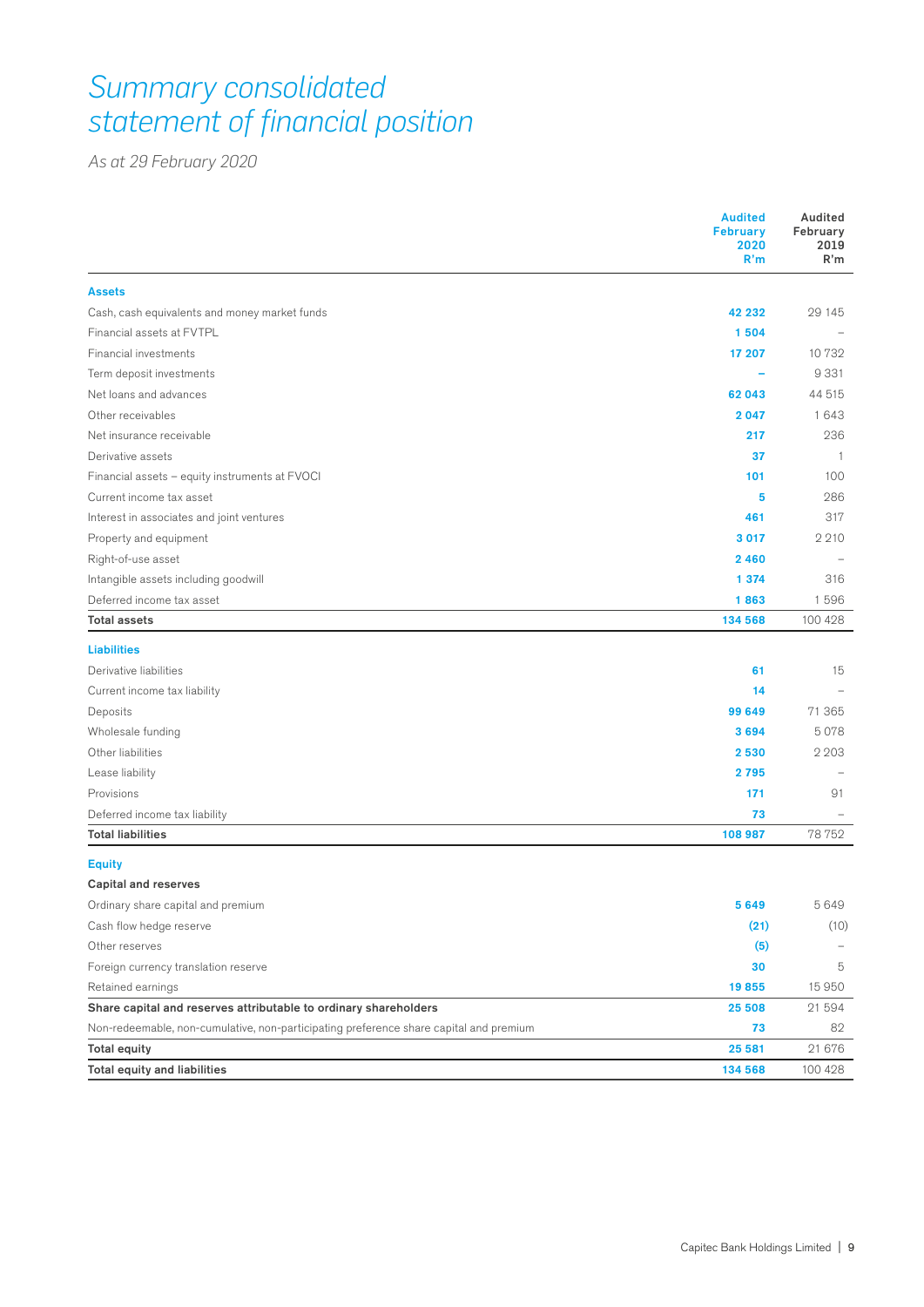# *Summary consolidated statement of financial position*

*As at 29 February 2020*

| | Audited February 2020 R'm | Audited February 2019 R'm |
|---|---|---|
| **Assets** | | |
| Cash, cash equivalents and money market funds | **42 232** | 29 145 |
| Financial assets at FVTPL | **1 504** | – |
| Financial investments | **17 207** | 10 732 |
| Term deposit investments | **–** | 9 331 |
| Net loans and advances | **62 043** | 44 515 |
| Other receivables | **2 047** | 1 643 |
| Net insurance receivable | **217** | 236 |
| Derivative assets | **37** | 1 |
| Financial assets – equity instruments at FVOCI | **101** | 100 |
| Current income tax asset | **5** | 286 |
| Interest in associates and joint ventures | **461** | 317 |
| Property and equipment | **3 017** | 2 210 |
| Right-of-use asset | **2 460** | – |
| Intangible assets including goodwill | **1 374** | 316 |
| Deferred income tax asset | **1 863** | 1 596 |
| **Total assets** | **134 568** | 100 428 |
| **Liabilities** | | |
| Derivative liabilities | **61** | 15 |
| Current income tax liability | **14** | – |
| Deposits | **99 649** | 71 365 |
| Wholesale funding | **3 694** | 5 078 |
| Other liabilities | **2 530** | 2 203 |
| Lease liability | **2 795** | – |
| Provisions | **171** | 91 |
| Deferred income tax liability | **73** | – |
| **Total liabilities** | **108 987** | 78 752 |
| **Equity** | | |
| **Capital and reserves** | | |
| Ordinary share capital and premium | **5 649** | 5 649 |
| Cash flow hedge reserve | **(21)** | (10) |
| Other reserves | **(5)** | – |
| Foreign currency translation reserve | **30** | 5 |
| Retained earnings | **19 855** | 15 950 |
| **Share capital and reserves attributable to ordinary shareholders** | **25 508** | 21 594 |
| Non-redeemable, non-cumulative, non-participating preference share capital and premium | **73** | 82 |
| **Total equity** | **25 581** | 21 676 |
| **Total equity and liabilities** | **134 568** | 100 428 |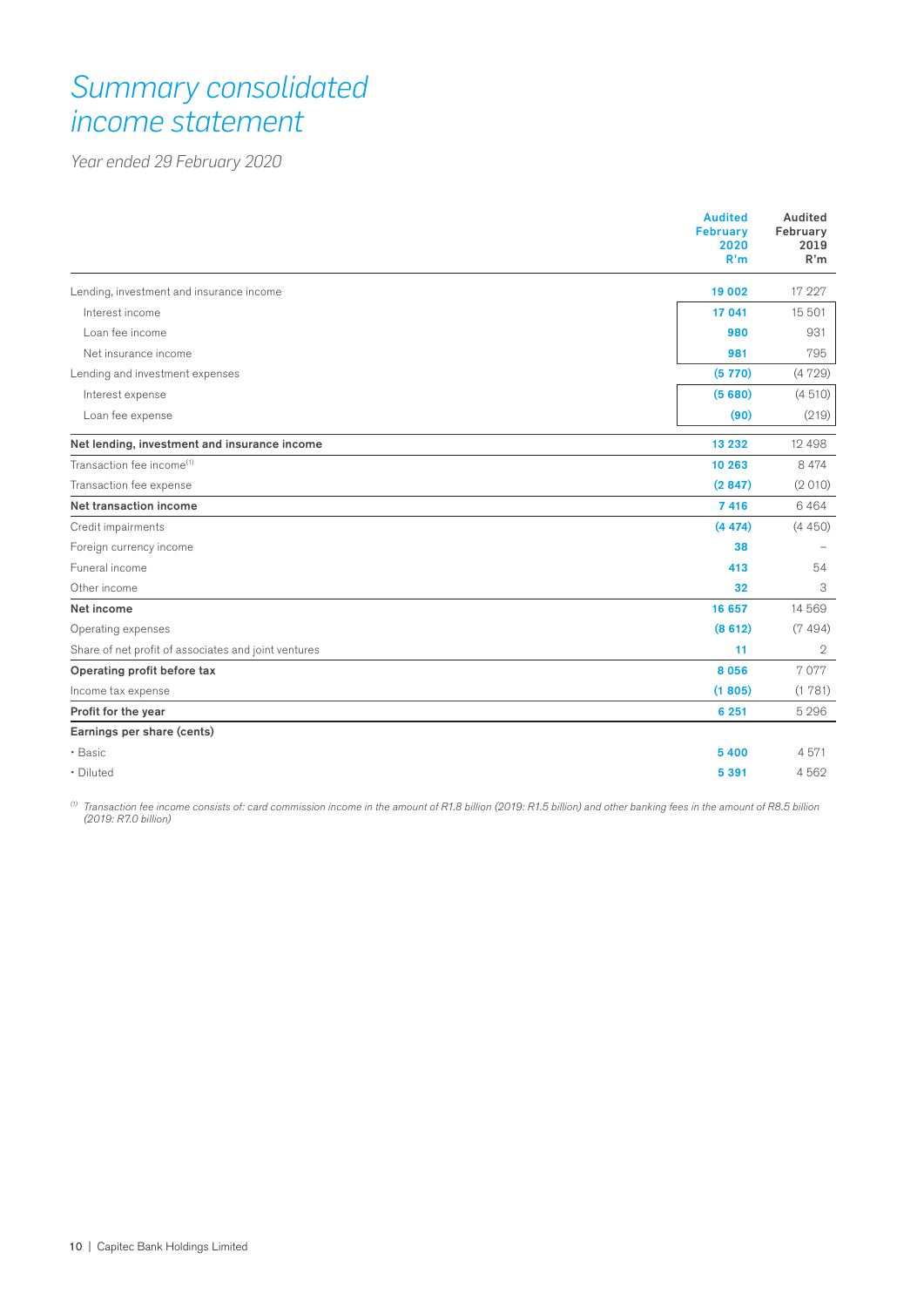# *Summary consolidated income statement*

*Year ended 29 February 2020*

| | Audited February 2020 R'm | Audited February 2019 R'm |
|---|---|---|
| Lending, investment and insurance income | **19 002** | 17 227 |
| Interest income | **17 041** | 15 501 |
| Loan fee income | **980** | 931 |
| Net insurance income | **981** | 795 |
| Lending and investment expenses | **(5 770)** | (4 729) |
| Interest expense | **(5 680)** | (4 510) |
| Loan fee expense | **(90)** | (219) |
| **Net lending, investment and insurance income** | **13 232** | 12 498 |
| Transaction fee income[1] | **10 263** | 8 474 |
| Transaction fee expense | **(2 847)** | (2 010) |
| **Net transaction income** | **7 416** | 6 464 |
| Credit impairments | **(4 474)** | (4 450) |
| Foreign currency income | **38** | – |
| Funeral income | **413** | 54 |
| Other income | **32** | 3 |
| **Net income** | **16 657** | 14 569 |
| Operating expenses | **(8 612)** | (7 494) |
| Share of net profit of associates and joint ventures | **11** | 2 |
| **Operating profit before tax** | **8 056** | 7 077 |
| Income tax expense | **(1 805)** | (1 781) |
| **Profit for the year** | **6 251** | 5 296 |
| **Earnings per share (cents)** | | |
| • Basic | **5 400** | 4 571 |
| • Diluted | **5 391** | 4 562 |

[1] *Transaction fee income consists of: card commission income in the amount of R1.8 billion (2019: R1.5 billion) and other banking fees in the amount of R8.5 billion (2019: R7.0 billion)*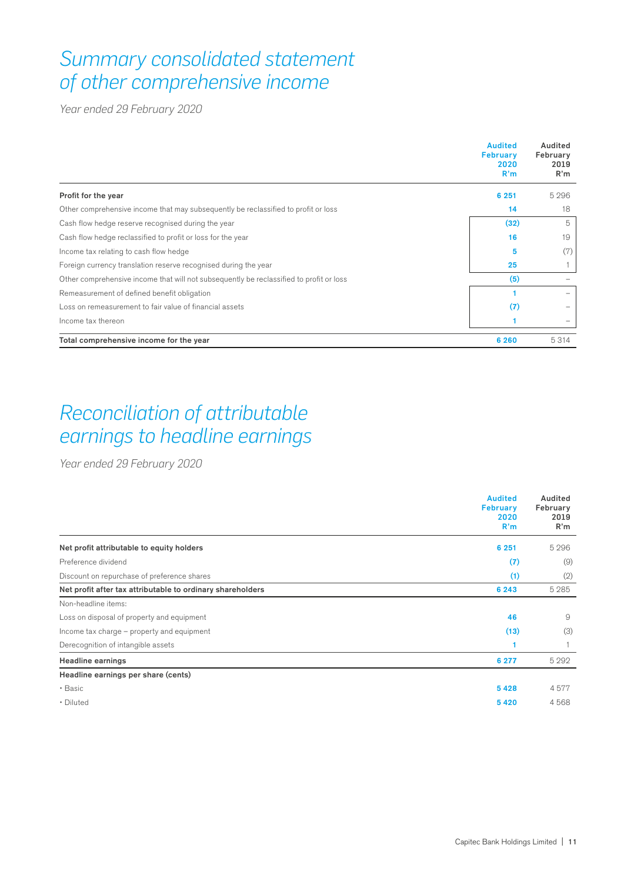# *Summary consolidated statement of other comprehensive income*

*Year ended 29 February 2020*

| | Audited February 2020 R'm | Audited February 2019 R'm |
|---|---|---|
| **Profit for the year** | **6 251** | 5 296 |
| Other comprehensive income that may subsequently be reclassified to profit or loss | **14** | 18 |
| Cash flow hedge reserve recognised during the year | **(32)** | 5 |
| Cash flow hedge reclassified to profit or loss for the year | **16** | 19 |
| Income tax relating to cash flow hedge | **5** | (7) |
| Foreign currency translation reserve recognised during the year | **25** | 1 |
| Other comprehensive income that will not subsequently be reclassified to profit or loss | **(5)** | – |
| Remeasurement of defined benefit obligation | **1** | – |
| Loss on remeasurement to fair value of financial assets | **(7)** | – |
| Income tax thereon | **1** | – |
| **Total comprehensive income for the year** | **6 260** | 5 314 |

# *Reconciliation of attributable earnings to headline earnings*

*Year ended 29 February 2020*

| | Audited February 2020 R'm | Audited February 2019 R'm |
|---|---|---|
| **Net profit attributable to equity holders** | **6 251** | 5 296 |
| Preference dividend | **(7)** | (9) |
| Discount on repurchase of preference shares | **(1)** | (2) |
| **Net profit after tax attributable to ordinary shareholders** | **6 243** | 5 285 |
| Non-headline items: | | |
| Loss on disposal of property and equipment | **46** | 9 |
| Income tax charge – property and equipment | **(13)** | (3) |
| Derecognition of intangible assets | **1** | 1 |
| **Headline earnings** | **6 277** | 5 292 |
| **Headline earnings per share (cents)** | | |
| • Basic | **5 428** | 4 577 |
| • Diluted | **5 420** | 4 568 |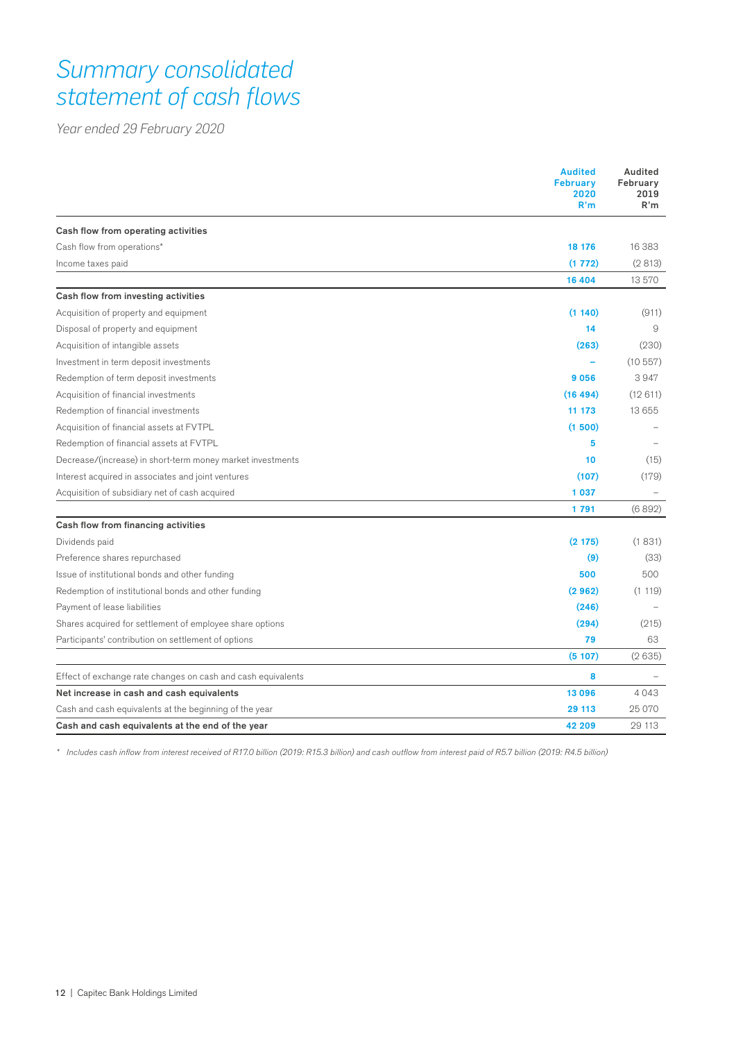# Summary consolidated statement of cash flows

*Year ended 29 February 2020*

| | Audited February 2020 R'm | Audited February 2019 R'm |
|---|---|---|
| **Cash flow from operating activities** | | |
| Cash flow from operations* | **18 176** | 16 383 |
| Income taxes paid | **(1 772)** | (2 813) |
| | **16 404** | 13 570 |
| **Cash flow from investing activities** | | |
| Acquisition of property and equipment | **(1 140)** | (911) |
| Disposal of property and equipment | **14** | 9 |
| Acquisition of intangible assets | **(263)** | (230) |
| Investment in term deposit investments | **–** | (10 557) |
| Redemption of term deposit investments | **9 056** | 3 947 |
| Acquisition of financial investments | **(16 494)** | (12 611) |
| Redemption of financial investments | **11 173** | 13 655 |
| Acquisition of financial assets at FVTPL | **(1 500)** | – |
| Redemption of financial assets at FVTPL | **5** | – |
| Decrease/(increase) in short-term money market investments | **10** | (15) |
| Interest acquired in associates and joint ventures | **(107)** | (179) |
| Acquisition of subsidiary net of cash acquired | **1 037** | – |
| | **1 791** | (6 892) |
| **Cash flow from financing activities** | | |
| Dividends paid | **(2 175)** | (1 831) |
| Preference shares repurchased | **(9)** | (33) |
| Issue of institutional bonds and other funding | **500** | 500 |
| Redemption of institutional bonds and other funding | **(2 962)** | (1 119) |
| Payment of lease liabilities | **(246)** | – |
| Shares acquired for settlement of employee share options | **(294)** | (215) |
| Participants' contribution on settlement of options | **79** | 63 |
| | **(5 107)** | (2 635) |
| Effect of exchange rate changes on cash and cash equivalents | **8** | – |
| **Net increase in cash and cash equivalents** | **13 096** | 4 043 |
| Cash and cash equivalents at the beginning of the year | **29 113** | 25 070 |
| **Cash and cash equivalents at the end of the year** | **42 209** | 29 113 |

*\* Includes cash inflow from interest received of R17.0 billion (2019: R15.3 billion) and cash outflow from interest paid of R5.7 billion (2019: R4.5 billion)*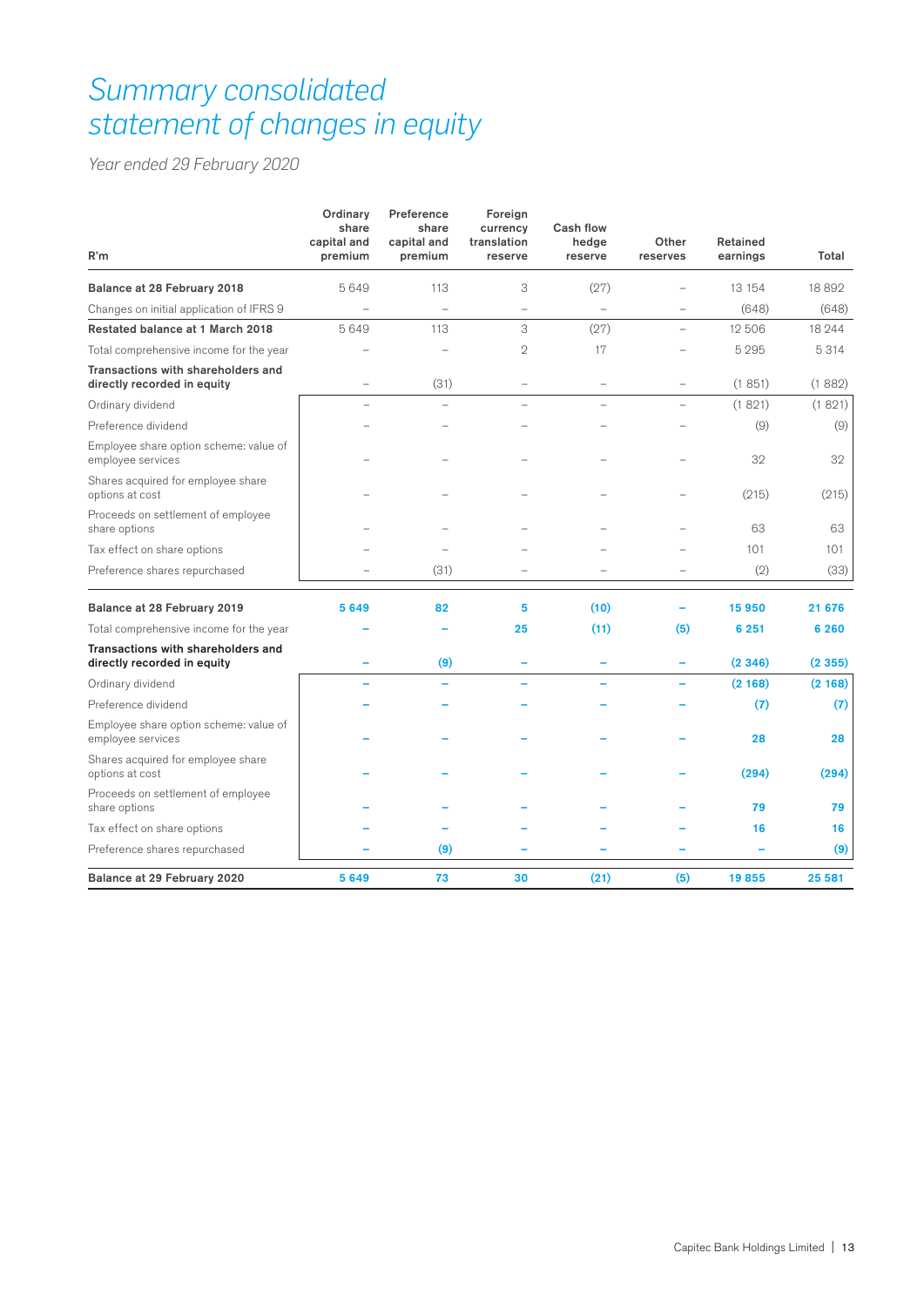# *Summary consolidated statement of changes in equity*

*Year ended 29 February 2020*

| R'm | Ordinary share capital and premium | Preference share capital and premium | Foreign currency translation reserve | Cash flow hedge reserve | Other reserves | Retained earnings | Total |
|---|---|---|---|---|---|---|---|
| **Balance at 28 February 2018** | 5 649 | 113 | 3 | (27) | – | 13 154 | 18 892 |
| Changes on initial application of IFRS 9 | – | – | – | – | – | (648) | (648) |
| **Restated balance at 1 March 2018** | 5 649 | 113 | 3 | (27) | – | 12 506 | 18 244 |
| Total comprehensive income for the year | – | – | 2 | 17 | – | 5 295 | 5 314 |
| **Transactions with shareholders and directly recorded in equity** | – | (31) | – | – | – | (1 851) | (1 882) |
| Ordinary dividend | – | – | – | – | – | (1 821) | (1 821) |
| Preference dividend | – | – | – | – | – | (9) | (9) |
| Employee share option scheme: value of employee services | – | – | – | – | – | 32 | 32 |
| Shares acquired for employee share options at cost | – | – | – | – | – | (215) | (215) |
| Proceeds on settlement of employee share options | – | – | – | – | – | 63 | 63 |
| Tax effect on share options | – | – | – | – | – | 101 | 101 |
| Preference shares repurchased | – | (31) | – | – | – | (2) | (33) |
| **Balance at 28 February 2019** | **5 649** | **82** | **5** | **(10)** | **–** | **15 950** | **21 676** |
| Total comprehensive income for the year | **–** | **–** | **25** | **(11)** | **(5)** | **6 251** | **6 260** |
| **Transactions with shareholders and directly recorded in equity** | **–** | **(9)** | **–** | **–** | **–** | **(2 346)** | **(2 355)** |
| Ordinary dividend | **–** | **–** | **–** | **–** | **–** | **(2 168)** | **(2 168)** |
| Preference dividend | **–** | **–** | **–** | **–** | **–** | **(7)** | **(7)** |
| Employee share option scheme: value of employee services | **–** | **–** | **–** | **–** | **–** | **28** | **28** |
| Shares acquired for employee share options at cost | **–** | **–** | **–** | **–** | **–** | **(294)** | **(294)** |
| Proceeds on settlement of employee share options | **–** | **–** | **–** | **–** | **–** | **79** | **79** |
| Tax effect on share options | **–** | **–** | **–** | **–** | **–** | **16** | **16** |
| Preference shares repurchased | **–** | **(9)** | **–** | **–** | **–** | **–** | **(9)** |
| **Balance at 29 February 2020** | **5 649** | **73** | **30** | **(21)** | **(5)** | **19 855** | **25 581** |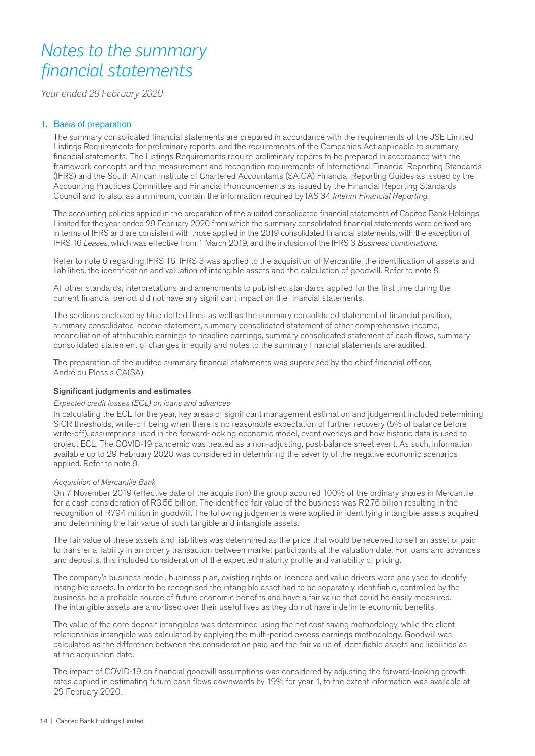# *Notes to the summary financial statements*

*Year ended 29 February 2020*

## 1. Basis of preparation

The summary consolidated financial statements are prepared in accordance with the requirements of the JSE Limited Listings Requirements for preliminary reports, and the requirements of the Companies Act applicable to summary financial statements. The Listings Requirements require preliminary reports to be prepared in accordance with the framework concepts and the measurement and recognition requirements of International Financial Reporting Standards (IFRS) and the South African Institute of Chartered Accountants (SAICA) Financial Reporting Guides as issued by the Accounting Practices Committee and Financial Pronouncements as issued by the Financial Reporting Standards Council and to also, as a minimum, contain the information required by IAS 34 *Interim Financial Reporting*.

The accounting policies applied in the preparation of the audited consolidated financial statements of Capitec Bank Holdings Limited for the year ended 29 February 2020 from which the summary consolidated financial statements were derived are in terms of IFRS and are consistent with those applied in the 2019 consolidated financial statements, with the exception of IFRS 16 *Leases*, which was effective from 1 March 2019, and the inclusion of the IFRS 3 *Business combinations*.

Refer to note 6 regarding IFRS 16. IFRS 3 was applied to the acquisition of Mercantile, the identification of assets and liabilities, the identification and valuation of intangible assets and the calculation of goodwill. Refer to note 8.

All other standards, interpretations and amendments to published standards applied for the first time during the current financial period, did not have any significant impact on the financial statements.

The sections enclosed by blue dotted lines as well as the summary consolidated statement of financial position, summary consolidated income statement, summary consolidated statement of other comprehensive income, reconciliation of attributable earnings to headline earnings, summary consolidated statement of cash flows, summary consolidated statement of changes in equity and notes to the summary financial statements are audited.

The preparation of the audited summary financial statements was supervised by the chief financial officer, André du Plessis CA(SA).

### Significant judgments and estimates

*Expected credit losses (ECL) on loans and advances*

In calculating the ECL for the year, key areas of significant management estimation and judgement included determining SICR thresholds, write-off being when there is no reasonable expectation of further recovery (5% of balance before write-off), assumptions used in the forward-looking economic model, event overlays and how historic data is used to project ECL. The COVID-19 pandemic was treated as a non-adjusting, post-balance sheet event. As such, information available up to 29 February 2020 was considered in determining the severity of the negative economic scenarios applied. Refer to note 9.

*Acquisition of Mercantile Bank*

On 7 November 2019 (effective date of the acquisition) the group acquired 100% of the ordinary shares in Mercantile for a cash consideration of R3.56 billion. The identified fair value of the business was R2.76 billion resulting in the recognition of R794 million in goodwill. The following judgements were applied in identifying intangible assets acquired and determining the fair value of such tangible and intangible assets.

The fair value of these assets and liabilities was determined as the price that would be received to sell an asset or paid to transfer a liability in an orderly transaction between market participants at the valuation date. For loans and advances and deposits, this included consideration of the expected maturity profile and variability of pricing.

The company's business model, business plan, existing rights or licences and value drivers were analysed to identify intangible assets. In order to be recognised the intangible asset had to be separately identifiable, controlled by the business, be a probable source of future economic benefits and have a fair value that could be easily measured. The intangible assets are amortised over their useful lives as they do not have indefinite economic benefits.

The value of the core deposit intangibles was determined using the net cost saving methodology, while the client relationships intangible was calculated by applying the multi-period excess earnings methodology. Goodwill was calculated as the difference between the consideration paid and the fair value of identifiable assets and liabilities as at the acquisition date.

The impact of COVID-19 on financial goodwill assumptions was considered by adjusting the forward-looking growth rates applied in estimating future cash flows downwards by 19% for year 1, to the extent information was available at 29 February 2020.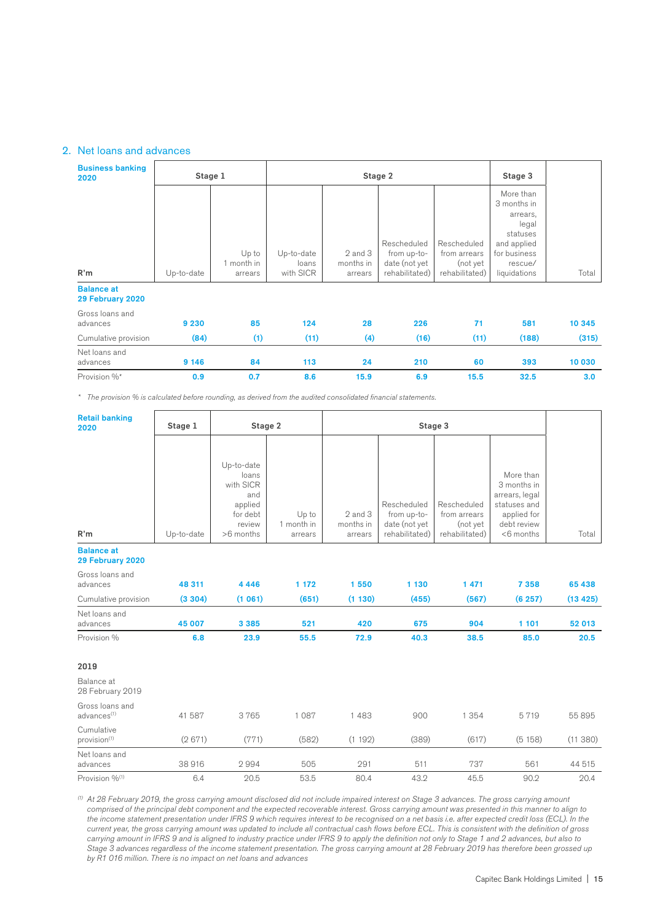## 2. Net loans and advances

| Business banking 2020 | Stage 1 | | Stage 2 | | | | Stage 3 | |
|---|---|---|---|---|---|---|---|---|
| R'm | Up-to-date | Up to 1 month in arrears | Up-to-date loans with SICR | 2 and 3 months in arrears | Rescheduled from up-to-date (not yet rehabilitated) | Rescheduled from arrears (not yet rehabilitated) | More than 3 months in arrears, legal statuses and applied for business rescue/ liquidations | Total |
| **Balance at 29 February 2020** | | | | | | | | |
| Gross loans and advances | **9 230** | **85** | **124** | **28** | **226** | **71** | **581** | **10 345** |
| Cumulative provision | **(84)** | **(1)** | **(11)** | **(4)** | **(16)** | **(11)** | **(188)** | **(315)** |
| Net loans and advances | **9 146** | **84** | **113** | **24** | **210** | **60** | **393** | **10 030** |
| Provision %* | **0.9** | **0.7** | **8.6** | **15.9** | **6.9** | **15.5** | **32.5** | **3.0** |

*\* The provision % is calculated before rounding, as derived from the audited consolidated financial statements.*

| Retail banking 2020 | Stage 1 | Stage 2 | | Stage 3 | | | | |
|---|---|---|---|---|---|---|---|---|
| R'm | Up-to-date | Up-to-date loans with SICR and applied for debt review >6 months | Up to 1 month in arrears | 2 and 3 months in arrears | Rescheduled from up-to-date (not yet rehabilitated) | Rescheduled from arrears (not yet rehabilitated) | More than 3 months in arrears, legal statuses and applied for debt review <6 months | Total |
| **Balance at 29 February 2020** | | | | | | | | |
| Gross loans and advances | **48 311** | **4 446** | **1 172** | **1 550** | **1 130** | **1 471** | **7 358** | **65 438** |
| Cumulative provision | **(3 304)** | **(1 061)** | **(651)** | **(1 130)** | **(455)** | **(567)** | **(6 257)** | **(13 425)** |
| Net loans and advances | **45 007** | **3 385** | **521** | **420** | **675** | **904** | **1 101** | **52 013** |
| Provision % | **6.8** | **23.9** | **55.5** | **72.9** | **40.3** | **38.5** | **85.0** | **20.5** |
| **2019** | | | | | | | | |
| Balance at 28 February 2019 | | | | | | | | |
| Gross loans and advances[(1)] | 41 587 | 3 765 | 1 087 | 1 483 | 900 | 1 354 | 5 719 | 55 895 |
| Cumulative provision[(1)] | (2 671) | (771) | (582) | (1 192) | (389) | (617) | (5 158) | (11 380) |
| Net loans and advances | 38 916 | 2 994 | 505 | 291 | 511 | 737 | 561 | 44 515 |
| Provision %[(1)] | 6.4 | 20.5 | 53.5 | 80.4 | 43.2 | 45.5 | 90.2 | 20.4 |

*[(1)] At 28 February 2019, the gross carrying amount disclosed did not include impaired interest on Stage 3 advances. The gross carrying amount comprised of the principal debt component and the expected recoverable interest. Gross carrying amount was presented in this manner to align to the income statement presentation under IFRS 9 which requires interest to be recognised on a net basis i.e. after expected credit loss (ECL). In the current year, the gross carrying amount was updated to include all contractual cash flows before ECL. This is consistent with the definition of gross carrying amount in IFRS 9 and is aligned to industry practice under IFRS 9 to apply the definition not only to Stage 1 and 2 advances, but also to Stage 3 advances regardless of the income statement presentation. The gross carrying amount at 28 February 2019 has therefore been grossed up by R1 016 million. There is no impact on net loans and advances*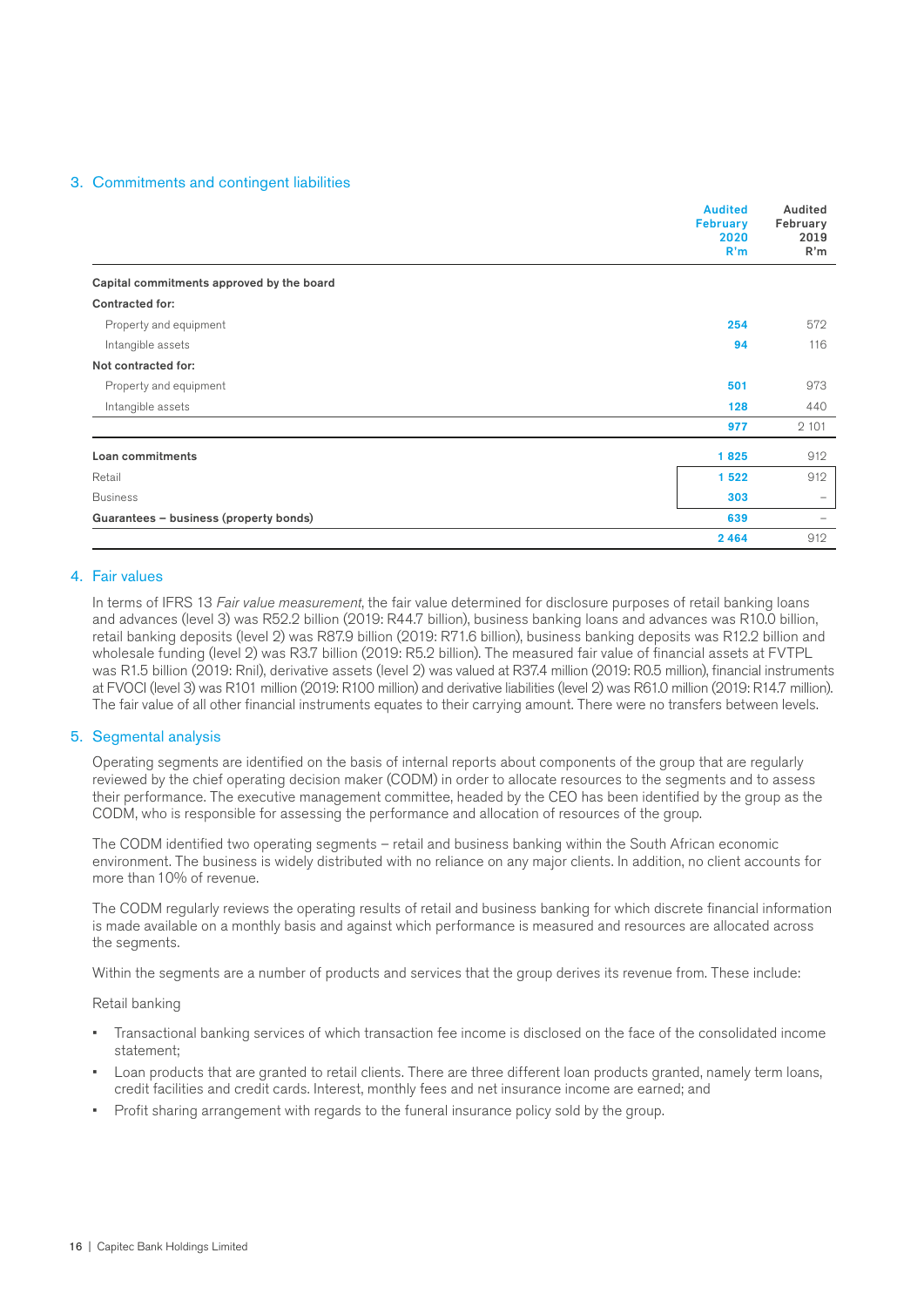## 3. Commitments and contingent liabilities

| | Audited February 2020 R'm | Audited February 2019 R'm |
|---|---|---|
| **Capital commitments approved by the board** | | |
| **Contracted for:** | | |
| Property and equipment | **254** | 572 |
| Intangible assets | **94** | 116 |
| **Not contracted for:** | | |
| Property and equipment | **501** | 973 |
| Intangible assets | **128** | 440 |
| | **977** | 2 101 |
| **Loan commitments** | **1 825** | 912 |
| Retail | **1 522** | 912 |
| Business | **303** | – |
| **Guarantees – business (property bonds)** | **639** | – |
| | **2 464** | 912 |

## 4. Fair values

In terms of IFRS 13 *Fair value measurement*, the fair value determined for disclosure purposes of retail banking loans and advances (level 3) was R52.2 billion (2019: R44.7 billion), business banking loans and advances was R10.0 billion, retail banking deposits (level 2) was R87.9 billion (2019: R71.6 billion), business banking deposits was R12.2 billion and wholesale funding (level 2) was R3.7 billion (2019: R5.2 billion). The measured fair value of financial assets at FVTPL was R1.5 billion (2019: Rnil), derivative assets (level 2) was valued at R37.4 million (2019: R0.5 million), financial instruments at FVOCI (level 3) was R101 million (2019: R100 million) and derivative liabilities (level 2) was R61.0 million (2019: R14.7 million). The fair value of all other financial instruments equates to their carrying amount. There were no transfers between levels.

## 5. Segmental analysis

Operating segments are identified on the basis of internal reports about components of the group that are regularly reviewed by the chief operating decision maker (CODM) in order to allocate resources to the segments and to assess their performance. The executive management committee, headed by the CEO has been identified by the group as the CODM, who is responsible for assessing the performance and allocation of resources of the group.

The CODM identified two operating segments – retail and business banking within the South African economic environment. The business is widely distributed with no reliance on any major clients. In addition, no client accounts for more than 10% of revenue.

The CODM regularly reviews the operating results of retail and business banking for which discrete financial information is made available on a monthly basis and against which performance is measured and resources are allocated across the segments.

Within the segments are a number of products and services that the group derives its revenue from. These include:

Retail banking

- Transactional banking services of which transaction fee income is disclosed on the face of the consolidated income statement;
- Loan products that are granted to retail clients. There are three different loan products granted, namely term loans, credit facilities and credit cards. Interest, monthly fees and net insurance income are earned; and
- Profit sharing arrangement with regards to the funeral insurance policy sold by the group.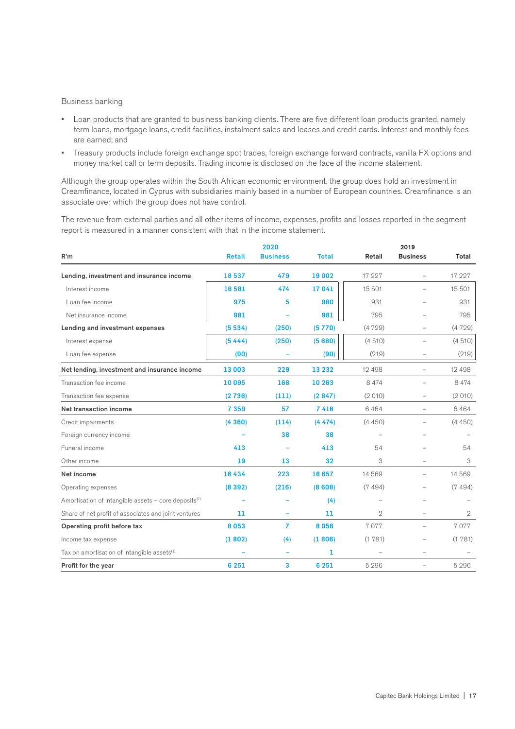Business banking

- Loan products that are granted to business banking clients. There are five different loan products granted, namely term loans, mortgage loans, credit facilities, instalment sales and leases and credit cards. Interest and monthly fees are earned; and
- Treasury products include foreign exchange spot trades, foreign exchange forward contracts, vanilla FX options and money market call or term deposits. Trading income is disclosed on the face of the income statement.

Although the group operates within the South African economic environment, the group does hold an investment in Creamfinance, located in Cyprus with subsidiaries mainly based in a number of European countries. Creamfinance is an associate over which the group does not have control.

The revenue from external parties and all other items of income, expenses, profits and losses reported in the segment report is measured in a manner consistent with that in the income statement.

| R'm | 2020 Retail | 2020 Business | 2020 Total | 2019 Retail | 2019 Business | 2019 Total |
|---|---|---|---|---|---|---|
| **Lending, investment and insurance income** | 18 537 | 479 | 19 002 | 17 227 | – | 17 227 |
| Interest income | 16 581 | 474 | 17 041 | 15 501 | – | 15 501 |
| Loan fee income | 975 | 5 | 980 | 931 | – | 931 |
| Net insurance income | 981 | – | 981 | 795 | – | 795 |
| **Lending and investment expenses** | (5 534) | (250) | (5 770) | (4 729) | – | (4 729) |
| Interest expense | (5 444) | (250) | (5 680) | (4 510) | – | (4 510) |
| Loan fee expense | (90) | – | (90) | (219) | – | (219) |
| **Net lending, investment and insurance income** | 13 003 | 229 | 13 232 | 12 498 | – | 12 498 |
| Transaction fee income | 10 095 | 168 | 10 263 | 8 474 | – | 8 474 |
| Transaction fee expense | (2 736) | (111) | (2 847) | (2 010) | – | (2 010) |
| **Net transaction income** | 7 359 | 57 | 7 416 | 6 464 | – | 6 464 |
| Credit impairments | (4 360) | (114) | (4 474) | (4 450) | – | (4 450) |
| Foreign currency income | – | 38 | 38 | – | – | – |
| Funeral income | 413 | – | 413 | 54 | – | 54 |
| Other income | 19 | 13 | 32 | 3 | – | 3 |
| **Net income** | 16 434 | 223 | 16 657 | 14 569 | – | 14 569 |
| Operating expenses | (8 392) | (216) | (8 608) | (7 494) | – | (7 494) |
| Amortisation of intangible assets – core deposits[1] | – | – | (4) | – | – | – |
| Share of net profit of associates and joint ventures | 11 | – | 11 | 2 | – | 2 |
| **Operating profit before tax** | 8 053 | 7 | 8 056 | 7 077 | – | 7 077 |
| Income tax expense | (1 802) | (4) | (1 806) | (1 781) | – | (1 781) |
| Tax on amortisation of intangible assets[1] | – | – | 1 | – | – | – |
| **Profit for the year** | 6 251 | 3 | 6 251 | 5 296 | – | 5 296 |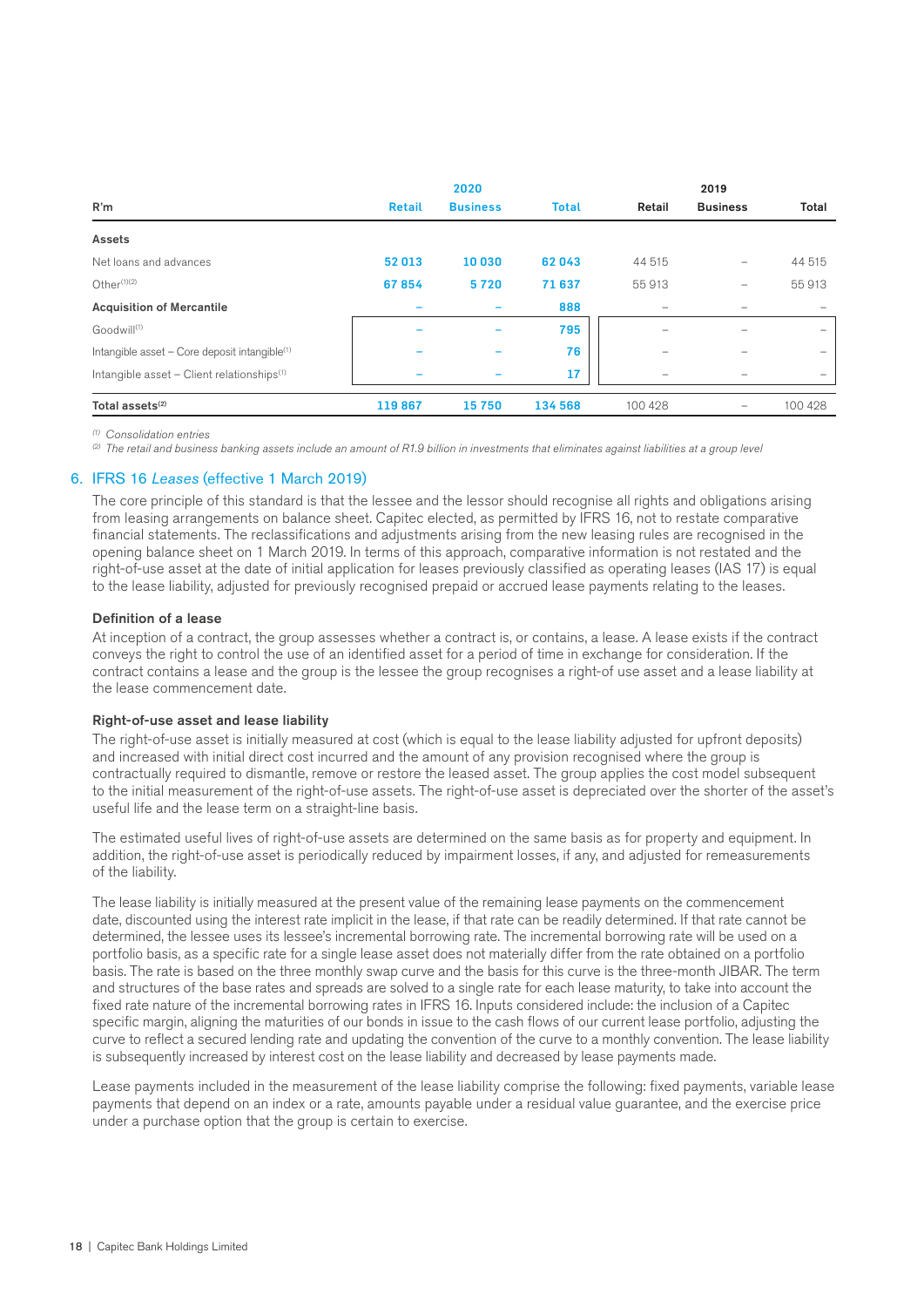| R'm | 2020 Retail | 2020 Business | 2020 Total | 2019 Retail | 2019 Business | 2019 Total |
|---|---|---|---|---|---|---|
| **Assets** | | | | | | |
| Net loans and advances | 52 013 | 10 030 | 62 043 | 44 515 | – | 44 515 |
| Other[(1)(2)] | 67 854 | 5 720 | 71 637 | 55 913 | – | 55 913 |
| **Acquisition of Mercantile** | – | – | 888 | – | – | – |
| Goodwill[(1)] | – | – | 795 | – | – | – |
| Intangible asset – Core deposit intangible[(1)] | – | – | 76 | – | – | – |
| Intangible asset – Client relationships[(1)] | – | – | 17 | – | – | – |
| **Total assets[(2)]** | 119 867 | 15 750 | 134 568 | 100 428 | – | 100 428 |

*(1) Consolidation entries*

*(2) The retail and business banking assets include an amount of R1.9 billion in investments that eliminates against liabilities at a group level*

## 6. IFRS 16 *Leases* (effective 1 March 2019)

The core principle of this standard is that the lessee and the lessor should recognise all rights and obligations arising from leasing arrangements on balance sheet. Capitec elected, as permitted by IFRS 16, not to restate comparative financial statements. The reclassifications and adjustments arising from the new leasing rules are recognised in the opening balance sheet on 1 March 2019. In terms of this approach, comparative information is not restated and the right-of-use asset at the date of initial application for leases previously classified as operating leases (IAS 17) is equal to the lease liability, adjusted for previously recognised prepaid or accrued lease payments relating to the leases.

### Definition of a lease

At inception of a contract, the group assesses whether a contract is, or contains, a lease. A lease exists if the contract conveys the right to control the use of an identified asset for a period of time in exchange for consideration. If the contract contains a lease and the group is the lessee the group recognises a right-of use asset and a lease liability at the lease commencement date.

### Right-of-use asset and lease liability

The right-of-use asset is initially measured at cost (which is equal to the lease liability adjusted for upfront deposits) and increased with initial direct cost incurred and the amount of any provision recognised where the group is contractually required to dismantle, remove or restore the leased asset. The group applies the cost model subsequent to the initial measurement of the right-of-use assets. The right-of-use asset is depreciated over the shorter of the asset's useful life and the lease term on a straight-line basis.

The estimated useful lives of right-of-use assets are determined on the same basis as for property and equipment. In addition, the right-of-use asset is periodically reduced by impairment losses, if any, and adjusted for remeasurements of the liability.

The lease liability is initially measured at the present value of the remaining lease payments on the commencement date, discounted using the interest rate implicit in the lease, if that rate can be readily determined. If that rate cannot be determined, the lessee uses its lessee's incremental borrowing rate. The incremental borrowing rate will be used on a portfolio basis, as a specific rate for a single lease asset does not materially differ from the rate obtained on a portfolio basis. The rate is based on the three monthly swap curve and the basis for this curve is the three-month JIBAR. The term and structures of the base rates and spreads are solved to a single rate for each lease maturity, to take into account the fixed rate nature of the incremental borrowing rates in IFRS 16. Inputs considered include: the inclusion of a Capitec specific margin, aligning the maturities of our bonds in issue to the cash flows of our current lease portfolio, adjusting the curve to reflect a secured lending rate and updating the convention of the curve to a monthly convention. The lease liability is subsequently increased by interest cost on the lease liability and decreased by lease payments made.

Lease payments included in the measurement of the lease liability comprise the following: fixed payments, variable lease payments that depend on an index or a rate, amounts payable under a residual value guarantee, and the exercise price under a purchase option that the group is certain to exercise.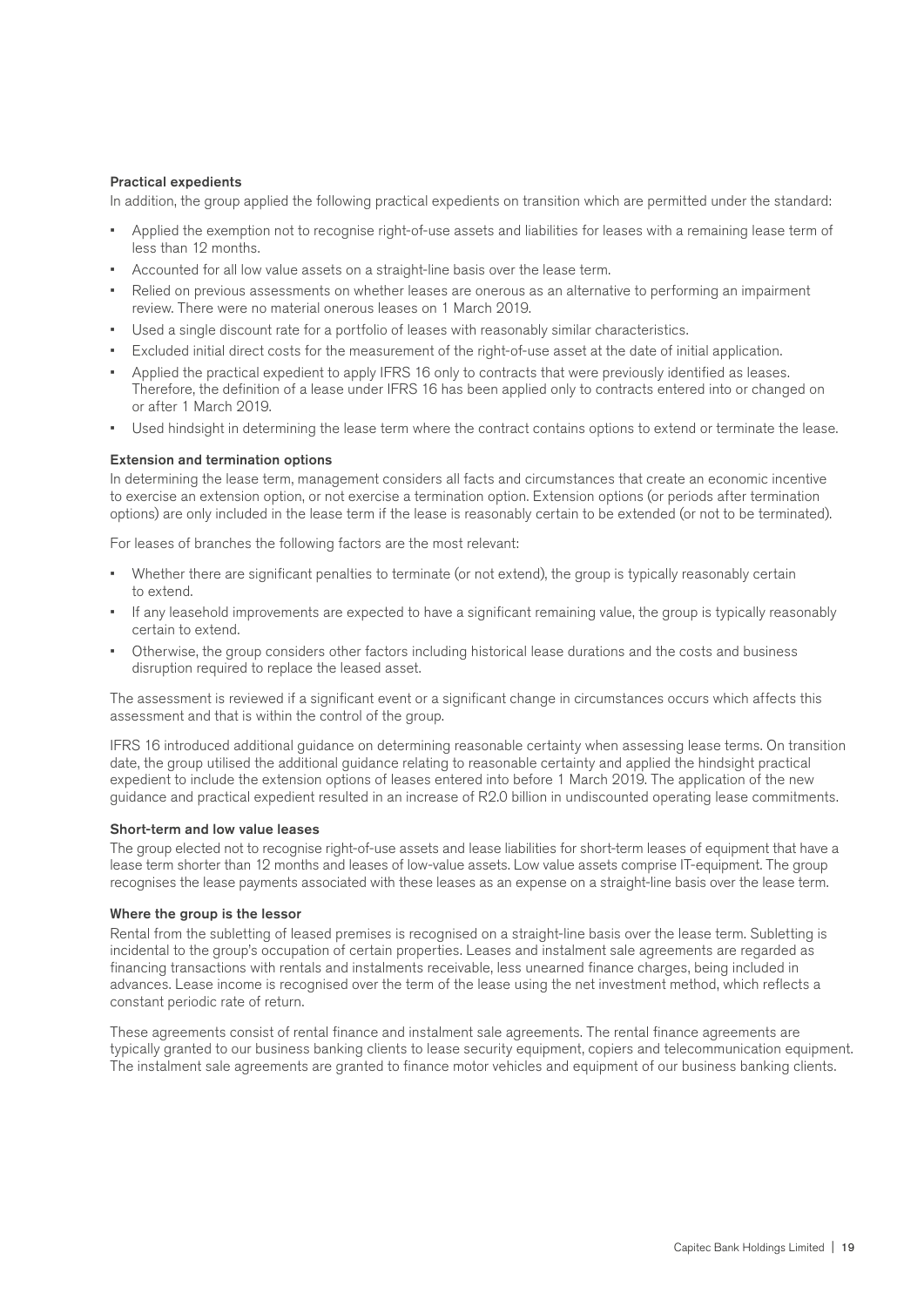#### Practical expedients

In addition, the group applied the following practical expedients on transition which are permitted under the standard:

- Applied the exemption not to recognise right-of-use assets and liabilities for leases with a remaining lease term of less than 12 months.
- Accounted for all low value assets on a straight-line basis over the lease term.
- Relied on previous assessments on whether leases are onerous as an alternative to performing an impairment review. There were no material onerous leases on 1 March 2019.
- Used a single discount rate for a portfolio of leases with reasonably similar characteristics.
- Excluded initial direct costs for the measurement of the right-of-use asset at the date of initial application.
- Applied the practical expedient to apply IFRS 16 only to contracts that were previously identified as leases. Therefore, the definition of a lease under IFRS 16 has been applied only to contracts entered into or changed on or after 1 March 2019.
- Used hindsight in determining the lease term where the contract contains options to extend or terminate the lease.

#### Extension and termination options

In determining the lease term, management considers all facts and circumstances that create an economic incentive to exercise an extension option, or not exercise a termination option. Extension options (or periods after termination options) are only included in the lease term if the lease is reasonably certain to be extended (or not to be terminated).

For leases of branches the following factors are the most relevant:

- Whether there are significant penalties to terminate (or not extend), the group is typically reasonably certain to extend.
- If any leasehold improvements are expected to have a significant remaining value, the group is typically reasonably certain to extend.
- Otherwise, the group considers other factors including historical lease durations and the costs and business disruption required to replace the leased asset.

The assessment is reviewed if a significant event or a significant change in circumstances occurs which affects this assessment and that is within the control of the group.

IFRS 16 introduced additional guidance on determining reasonable certainty when assessing lease terms. On transition date, the group utilised the additional guidance relating to reasonable certainty and applied the hindsight practical expedient to include the extension options of leases entered into before 1 March 2019. The application of the new guidance and practical expedient resulted in an increase of R2.0 billion in undiscounted operating lease commitments.

#### Short-term and low value leases

The group elected not to recognise right-of-use assets and lease liabilities for short-term leases of equipment that have a lease term shorter than 12 months and leases of low-value assets. Low value assets comprise IT-equipment. The group recognises the lease payments associated with these leases as an expense on a straight-line basis over the lease term.

#### Where the group is the lessor

Rental from the subletting of leased premises is recognised on a straight-line basis over the lease term. Subletting is incidental to the group's occupation of certain properties. Leases and instalment sale agreements are regarded as financing transactions with rentals and instalments receivable, less unearned finance charges, being included in advances. Lease income is recognised over the term of the lease using the net investment method, which reflects a constant periodic rate of return.

These agreements consist of rental finance and instalment sale agreements. The rental finance agreements are typically granted to our business banking clients to lease security equipment, copiers and telecommunication equipment. The instalment sale agreements are granted to finance motor vehicles and equipment of our business banking clients.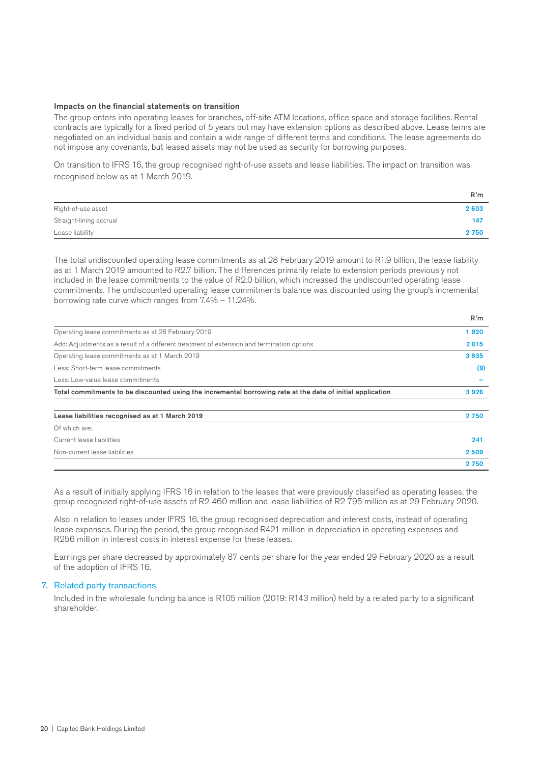**Impacts on the financial statements on transition**

The group enters into operating leases for branches, off-site ATM locations, office space and storage facilities. Rental contracts are typically for a fixed period of 5 years but may have extension options as described above. Lease terms are negotiated on an individual basis and contain a wide range of different terms and conditions. The lease agreements do not impose any covenants, but leased assets may not be used as security for borrowing purposes.

On transition to IFRS 16, the group recognised right-of-use assets and lease liabilities. The impact on transition was recognised below as at 1 March 2019.

| | R'm |
|---|---|
| Right-of-use asset | **2 603** |
| Straight-lining accrual | **147** |
| Lease liability | **2 750** |

The total undiscounted operating lease commitments as at 28 February 2019 amount to R1.9 billion, the lease liability as at 1 March 2019 amounted to R2.7 billion. The differences primarily relate to extension periods previously not included in the lease commitments to the value of R2.0 billion, which increased the undiscounted operating lease commitments. The undiscounted operating lease commitments balance was discounted using the group's incremental borrowing rate curve which ranges from 7.4% – 11.24%.

| | R'm |
|---|---|
| Operating lease commitments as at 28 February 2019 | **1 920** |
| Add: Adjustments as a result of a different treatment of extension and termination options | **2 015** |
| Operating lease commitments as at 1 March 2019 | **3 935** |
| Less: Short-term lease commitments | **(9)** |
| Less: Low-value lease commitments | **–** |
| **Total commitments to be discounted using the incremental borrowing rate at the date of initial application** | **3 926** |
| | |
| **Lease liabilities recognised as at 1 March 2019** | **2 750** |
| Of which are: | |
| Current lease liabilities | **241** |
| Non-current lease liabilities | **2 509** |
| | **2 750** |

As a result of initially applying IFRS 16 in relation to the leases that were previously classified as operating leases, the group recognised right-of-use assets of R2 460 million and lease liabilities of R2 795 million as at 29 February 2020.

Also in relation to leases under IFRS 16, the group recognised depreciation and interest costs, instead of operating lease expenses. During the period, the group recognised R421 million in depreciation in operating expenses and R256 million in interest costs in interest expense for these leases.

Earnings per share decreased by approximately 87 cents per share for the year ended 29 February 2020 as a result of the adoption of IFRS 16.

## 7. Related party transactions

Included in the wholesale funding balance is R105 million (2019: R143 million) held by a related party to a significant shareholder.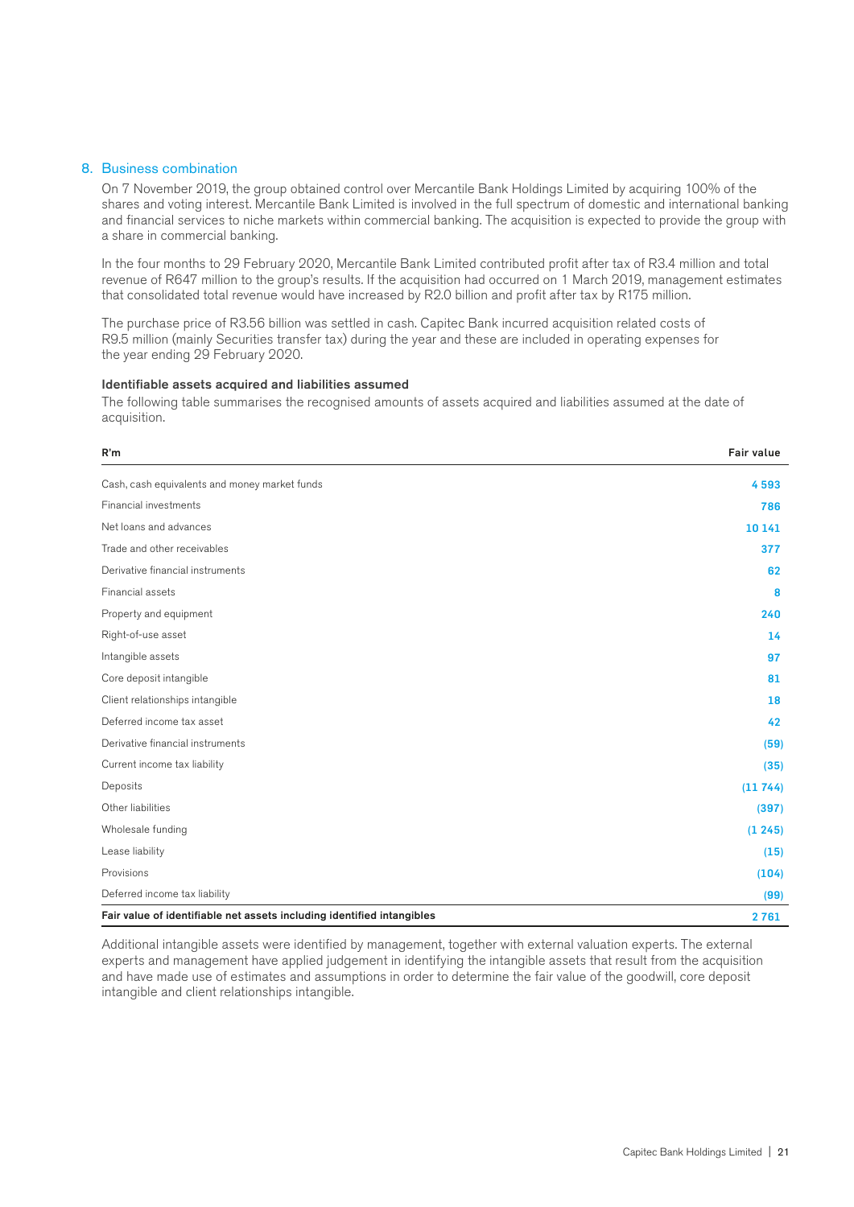## 8. Business combination

On 7 November 2019, the group obtained control over Mercantile Bank Holdings Limited by acquiring 100% of the shares and voting interest. Mercantile Bank Limited is involved in the full spectrum of domestic and international banking and financial services to niche markets within commercial banking. The acquisition is expected to provide the group with a share in commercial banking.

In the four months to 29 February 2020, Mercantile Bank Limited contributed profit after tax of R3.4 million and total revenue of R647 million to the group's results. If the acquisition had occurred on 1 March 2019, management estimates that consolidated total revenue would have increased by R2.0 billion and profit after tax by R175 million.

The purchase price of R3.56 billion was settled in cash. Capitec Bank incurred acquisition related costs of R9.5 million (mainly Securities transfer tax) during the year and these are included in operating expenses for the year ending 29 February 2020.

**Identifiable assets acquired and liabilities assumed**

The following table summarises the recognised amounts of assets acquired and liabilities assumed at the date of acquisition.

| R'm | Fair value |
|---|---|
| Cash, cash equivalents and money market funds | 4 593 |
| Financial investments | 786 |
| Net loans and advances | 10 141 |
| Trade and other receivables | 377 |
| Derivative financial instruments | 62 |
| Financial assets | 8 |
| Property and equipment | 240 |
| Right-of-use asset | 14 |
| Intangible assets | 97 |
| Core deposit intangible | 81 |
| Client relationships intangible | 18 |
| Deferred income tax asset | 42 |
| Derivative financial instruments | (59) |
| Current income tax liability | (35) |
| Deposits | (11 744) |
| Other liabilities | (397) |
| Wholesale funding | (1 245) |
| Lease liability | (15) |
| Provisions | (104) |
| Deferred income tax liability | (99) |
| **Fair value of identifiable net assets including identified intangibles** | **2 761** |

Additional intangible assets were identified by management, together with external valuation experts. The external experts and management have applied judgement in identifying the intangible assets that result from the acquisition and have made use of estimates and assumptions in order to determine the fair value of the goodwill, core deposit intangible and client relationships intangible.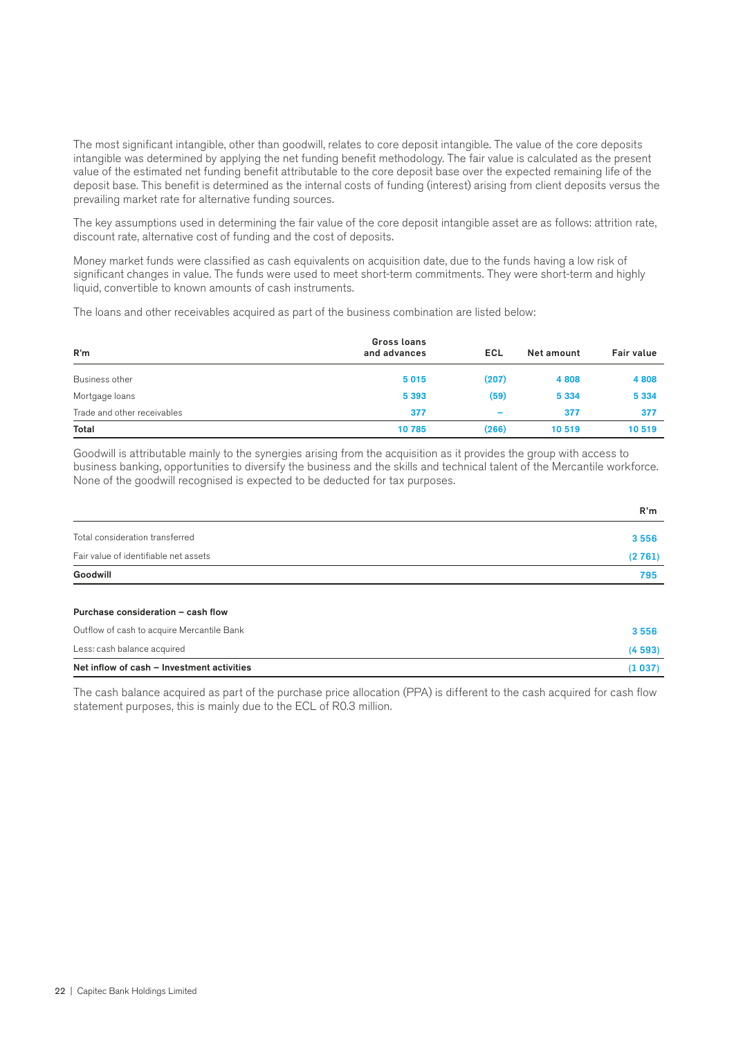The most significant intangible, other than goodwill, relates to core deposit intangible. The value of the core deposits intangible was determined by applying the net funding benefit methodology. The fair value is calculated as the present value of the estimated net funding benefit attributable to the core deposit base over the expected remaining life of the deposit base. This benefit is determined as the internal costs of funding (interest) arising from client deposits versus the prevailing market rate for alternative funding sources.

The key assumptions used in determining the fair value of the core deposit intangible asset are as follows: attrition rate, discount rate, alternative cost of funding and the cost of deposits.

Money market funds were classified as cash equivalents on acquisition date, due to the funds having a low risk of significant changes in value. The funds were used to meet short-term commitments. They were short-term and highly liquid, convertible to known amounts of cash instruments.

The loans and other receivables acquired as part of the business combination are listed below:

| R'm | Gross loans and advances | ECL | Net amount | Fair value |
|---|---|---|---|---|
| Business other | 5 015 | (207) | 4 808 | 4 808 |
| Mortgage loans | 5 393 | (59) | 5 334 | 5 334 |
| Trade and other receivables | 377 | – | 377 | 377 |
| **Total** | 10 785 | (266) | 10 519 | 10 519 |

Goodwill is attributable mainly to the synergies arising from the acquisition as it provides the group with access to business banking, opportunities to diversify the business and the skills and technical talent of the Mercantile workforce. None of the goodwill recognised is expected to be deducted for tax purposes.

| | R'm |
|---|---|
| Total consideration transferred | 3 556 |
| Fair value of identifiable net assets | (2 761) |
| **Goodwill** | 795 |

| **Purchase consideration – cash flow** | |
|---|---|
| Outflow of cash to acquire Mercantile Bank | 3 556 |
| Less: cash balance acquired | (4 593) |
| **Net inflow of cash – Investment activities** | (1 037) |

The cash balance acquired as part of the purchase price allocation (PPA) is different to the cash acquired for cash flow statement purposes, this is mainly due to the ECL of R0.3 million.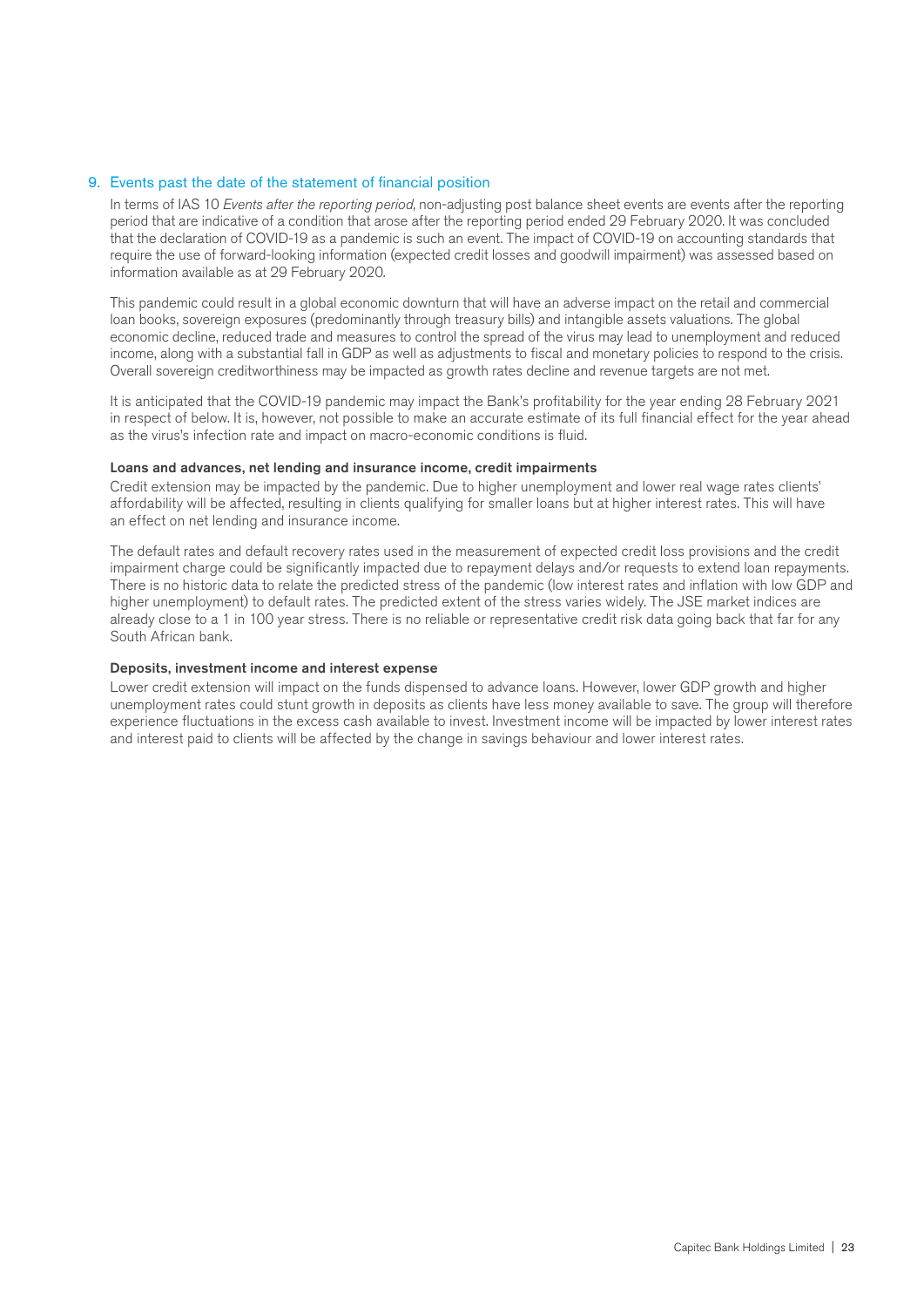## 9. Events past the date of the statement of financial position

In terms of IAS 10 *Events after the reporting period*, non-adjusting post balance sheet events are events after the reporting period that are indicative of a condition that arose after the reporting period ended 29 February 2020. It was concluded that the declaration of COVID-19 as a pandemic is such an event. The impact of COVID-19 on accounting standards that require the use of forward-looking information (expected credit losses and goodwill impairment) was assessed based on information available as at 29 February 2020.

This pandemic could result in a global economic downturn that will have an adverse impact on the retail and commercial loan books, sovereign exposures (predominantly through treasury bills) and intangible assets valuations. The global economic decline, reduced trade and measures to control the spread of the virus may lead to unemployment and reduced income, along with a substantial fall in GDP as well as adjustments to fiscal and monetary policies to respond to the crisis. Overall sovereign creditworthiness may be impacted as growth rates decline and revenue targets are not met.

It is anticipated that the COVID-19 pandemic may impact the Bank's profitability for the year ending 28 February 2021 in respect of below. It is, however, not possible to make an accurate estimate of its full financial effect for the year ahead as the virus's infection rate and impact on macro-economic conditions is fluid.

**Loans and advances, net lending and insurance income, credit impairments**

Credit extension may be impacted by the pandemic. Due to higher unemployment and lower real wage rates clients' affordability will be affected, resulting in clients qualifying for smaller loans but at higher interest rates. This will have an effect on net lending and insurance income.

The default rates and default recovery rates used in the measurement of expected credit loss provisions and the credit impairment charge could be significantly impacted due to repayment delays and/or requests to extend loan repayments. There is no historic data to relate the predicted stress of the pandemic (low interest rates and inflation with low GDP and higher unemployment) to default rates. The predicted extent of the stress varies widely. The JSE market indices are already close to a 1 in 100 year stress. There is no reliable or representative credit risk data going back that far for any South African bank.

**Deposits, investment income and interest expense**

Lower credit extension will impact on the funds dispensed to advance loans. However, lower GDP growth and higher unemployment rates could stunt growth in deposits as clients have less money available to save. The group will therefore experience fluctuations in the excess cash available to invest. Investment income will be impacted by lower interest rates and interest paid to clients will be affected by the change in savings behaviour and lower interest rates.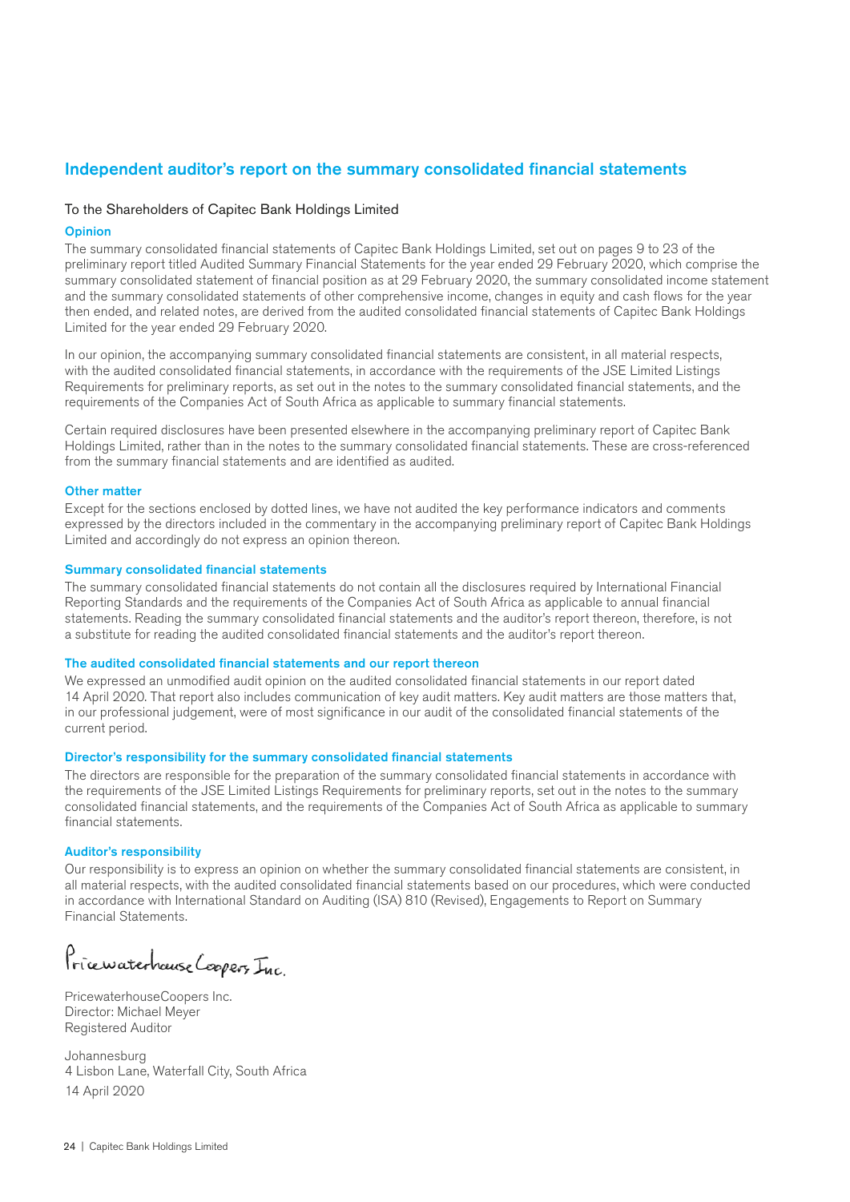# Independent auditor's report on the summary consolidated financial statements

To the Shareholders of Capitec Bank Holdings Limited

## Opinion

The summary consolidated financial statements of Capitec Bank Holdings Limited, set out on pages 9 to 23 of the preliminary report titled Audited Summary Financial Statements for the year ended 29 February 2020, which comprise the summary consolidated statement of financial position as at 29 February 2020, the summary consolidated income statement and the summary consolidated statements of other comprehensive income, changes in equity and cash flows for the year then ended, and related notes, are derived from the audited consolidated financial statements of Capitec Bank Holdings Limited for the year ended 29 February 2020.

In our opinion, the accompanying summary consolidated financial statements are consistent, in all material respects, with the audited consolidated financial statements, in accordance with the requirements of the JSE Limited Listings Requirements for preliminary reports, as set out in the notes to the summary consolidated financial statements, and the requirements of the Companies Act of South Africa as applicable to summary financial statements.

Certain required disclosures have been presented elsewhere in the accompanying preliminary report of Capitec Bank Holdings Limited, rather than in the notes to the summary consolidated financial statements. These are cross-referenced from the summary financial statements and are identified as audited.

## Other matter

Except for the sections enclosed by dotted lines, we have not audited the key performance indicators and comments expressed by the directors included in the commentary in the accompanying preliminary report of Capitec Bank Holdings Limited and accordingly do not express an opinion thereon.

## Summary consolidated financial statements

The summary consolidated financial statements do not contain all the disclosures required by International Financial Reporting Standards and the requirements of the Companies Act of South Africa as applicable to annual financial statements. Reading the summary consolidated financial statements and the auditor's report thereon, therefore, is not a substitute for reading the audited consolidated financial statements and the auditor's report thereon.

## The audited consolidated financial statements and our report thereon

We expressed an unmodified audit opinion on the audited consolidated financial statements in our report dated 14 April 2020. That report also includes communication of key audit matters. Key audit matters are those matters that, in our professional judgement, were of most significance in our audit of the consolidated financial statements of the current period.

## Director's responsibility for the summary consolidated financial statements

The directors are responsible for the preparation of the summary consolidated financial statements in accordance with the requirements of the JSE Limited Listings Requirements for preliminary reports, set out in the notes to the summary consolidated financial statements, and the requirements of the Companies Act of South Africa as applicable to summary financial statements.

## Auditor's responsibility

Our responsibility is to express an opinion on whether the summary consolidated financial statements are consistent, in all material respects, with the audited consolidated financial statements based on our procedures, which were conducted in accordance with International Standard on Auditing (ISA) 810 (Revised), Engagements to Report on Summary Financial Statements.

PricewaterhouseCoopers Inc.

PricewaterhouseCoopers Inc.
Director: Michael Meyer
Registered Auditor

Johannesburg
4 Lisbon Lane, Waterfall City, South Africa
14 April 2020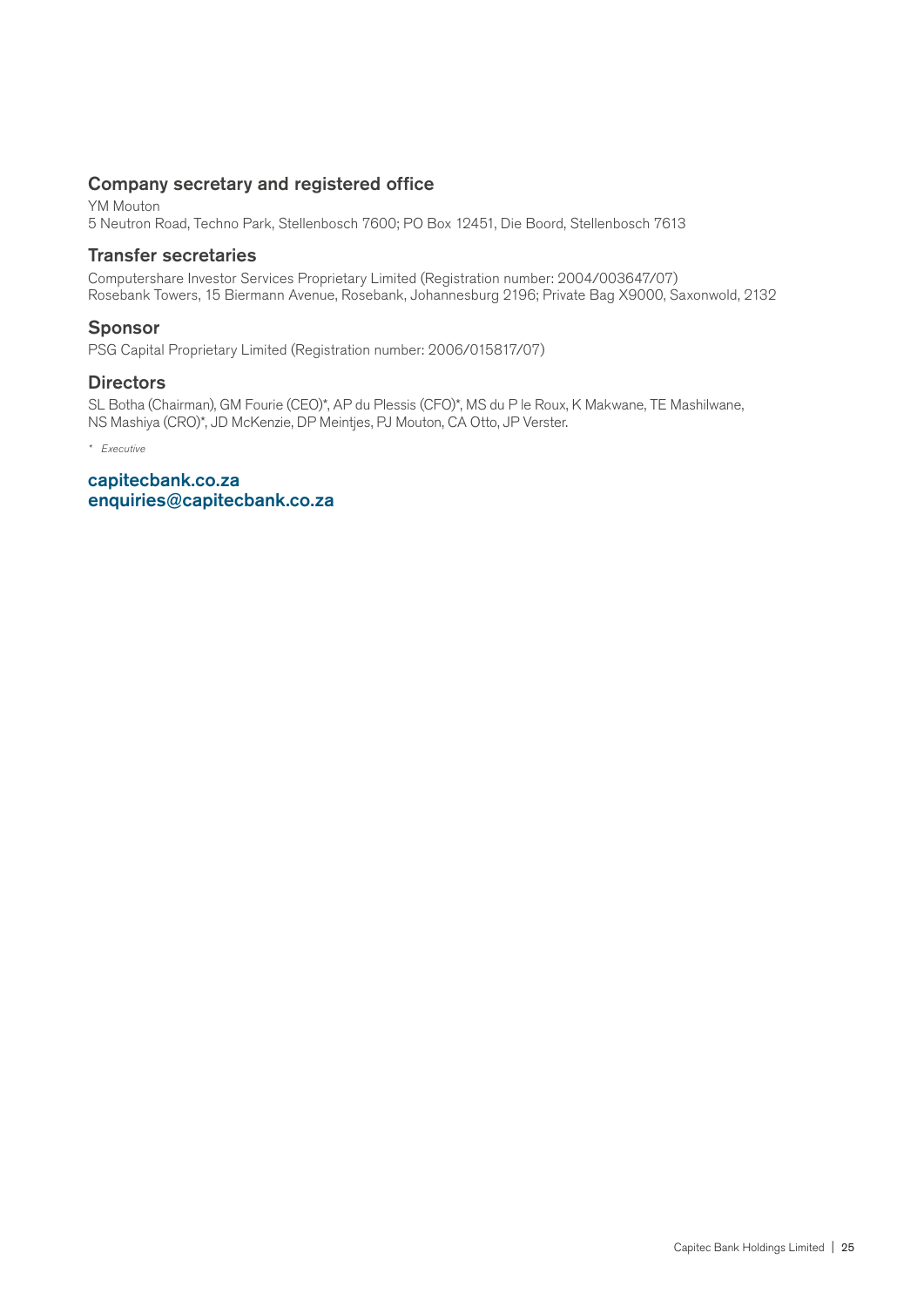## Company secretary and registered office

YM Mouton
5 Neutron Road, Techno Park, Stellenbosch 7600; PO Box 12451, Die Boord, Stellenbosch 7613

## Transfer secretaries

Computershare Investor Services Proprietary Limited (Registration number: 2004/003647/07)
Rosebank Towers, 15 Biermann Avenue, Rosebank, Johannesburg 2196; Private Bag X9000, Saxonwold, 2132

## Sponsor

PSG Capital Proprietary Limited (Registration number: 2006/015817/07)

## Directors

SL Botha (Chairman), GM Fourie (CEO)*, AP du Plessis (CFO)*, MS du P le Roux, K Makwane, TE Mashilwane, NS Mashiya (CRO)*, JD McKenzie, DP Meintjes, PJ Mouton, CA Otto, JP Verster.

* *Executive*

**capitecbank.co.za**
**enquiries@capitecbank.co.za**